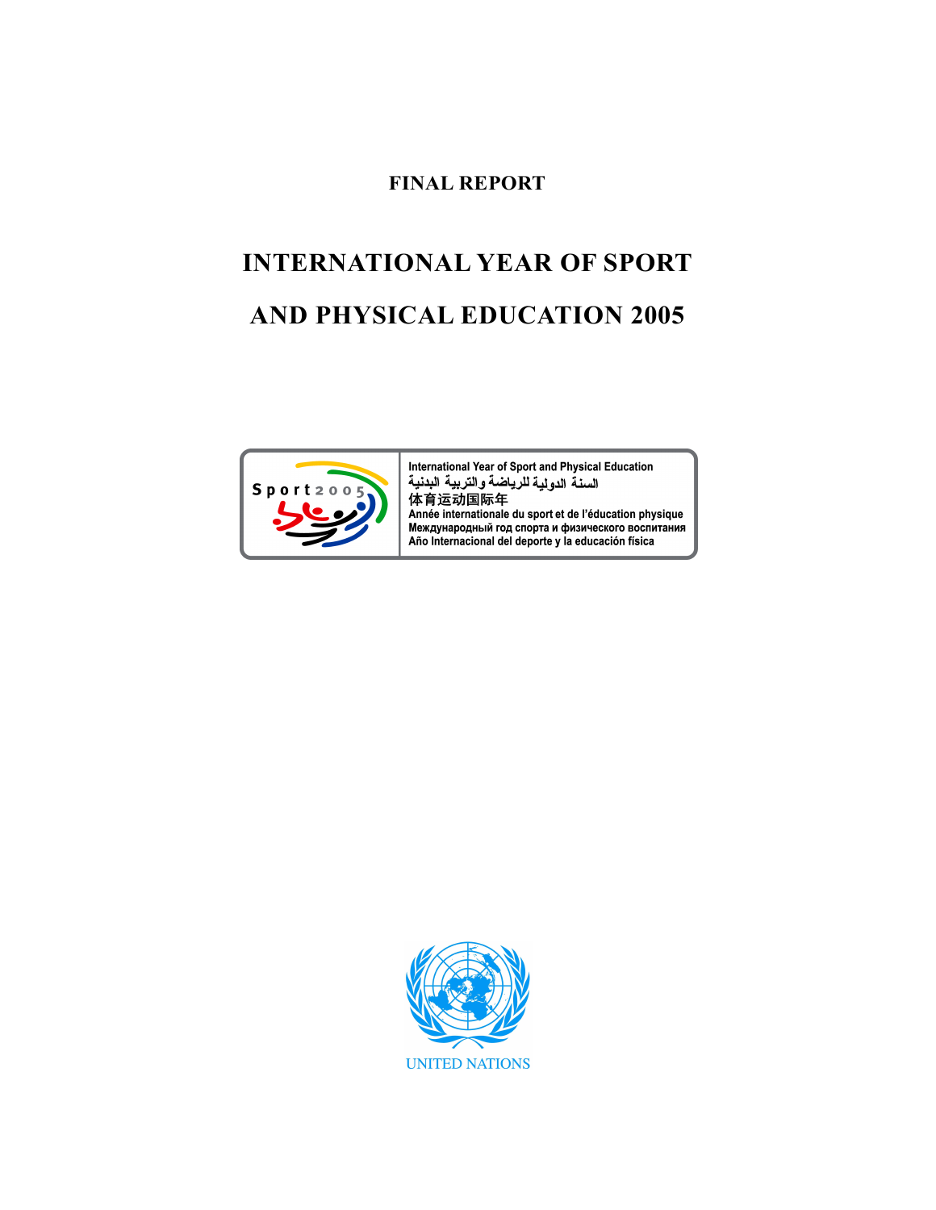**FINAL REPORT**

# INTERNATIONAL YEAR OF SPORT AND PHYSICAL EDUCATION 2005

Sport 2005

International Year of Sport and Physical Education

السنة الدولية للرياضة والتربية البدنية

体育运动国际年

Année internationale du sport et de l'éducation physique

Международный год спорта и физического воспитания

Año Internacional del deporte y la educación física

UNITED NATIONS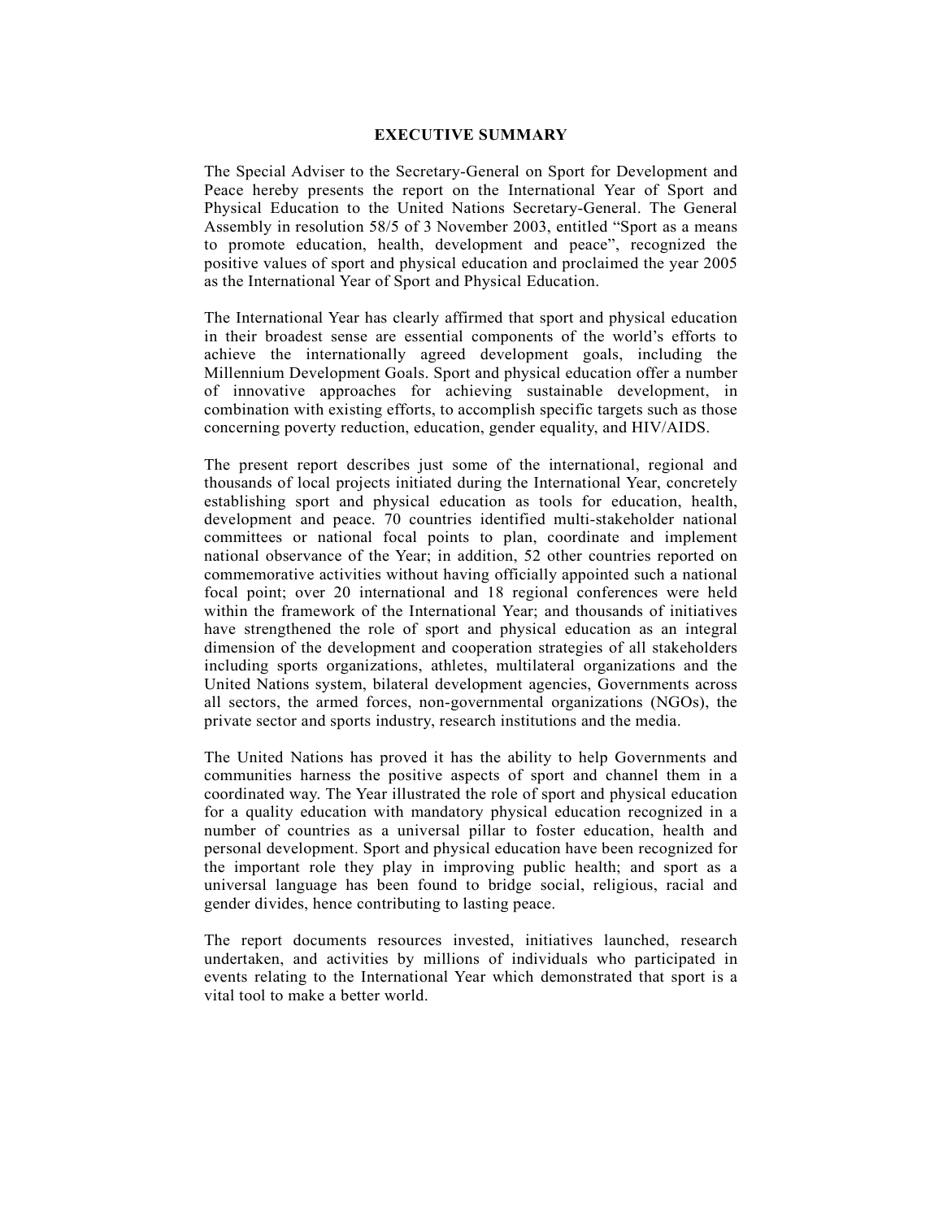## EXECUTIVE SUMMARY

The Special Adviser to the Secretary-General on Sport for Development and Peace hereby presents the report on the International Year of Sport and Physical Education to the United Nations Secretary-General. The General Assembly in resolution 58/5 of 3 November 2003, entitled "Sport as a means to promote education, health, development and peace", recognized the positive values of sport and physical education and proclaimed the year 2005 as the International Year of Sport and Physical Education.

The International Year has clearly affirmed that sport and physical education in their broadest sense are essential components of the world's efforts to achieve the internationally agreed development goals, including the Millennium Development Goals. Sport and physical education offer a number of innovative approaches for achieving sustainable development, in combination with existing efforts, to accomplish specific targets such as those concerning poverty reduction, education, gender equality, and HIV/AIDS.

The present report describes just some of the international, regional and thousands of local projects initiated during the International Year, concretely establishing sport and physical education as tools for education, health, development and peace. 70 countries identified multi-stakeholder national committees or national focal points to plan, coordinate and implement national observance of the Year; in addition, 52 other countries reported on commemorative activities without having officially appointed such a national focal point; over 20 international and 18 regional conferences were held within the framework of the International Year; and thousands of initiatives have strengthened the role of sport and physical education as an integral dimension of the development and cooperation strategies of all stakeholders including sports organizations, athletes, multilateral organizations and the United Nations system, bilateral development agencies, Governments across all sectors, the armed forces, non-governmental organizations (NGOs), the private sector and sports industry, research institutions and the media.

The United Nations has proved it has the ability to help Governments and communities harness the positive aspects of sport and channel them in a coordinated way. The Year illustrated the role of sport and physical education for a quality education with mandatory physical education recognized in a number of countries as a universal pillar to foster education, health and personal development. Sport and physical education have been recognized for the important role they play in improving public health; and sport as a universal language has been found to bridge social, religious, racial and gender divides, hence contributing to lasting peace.

The report documents resources invested, initiatives launched, research undertaken, and activities by millions of individuals who participated in events relating to the International Year which demonstrated that sport is a vital tool to make a better world.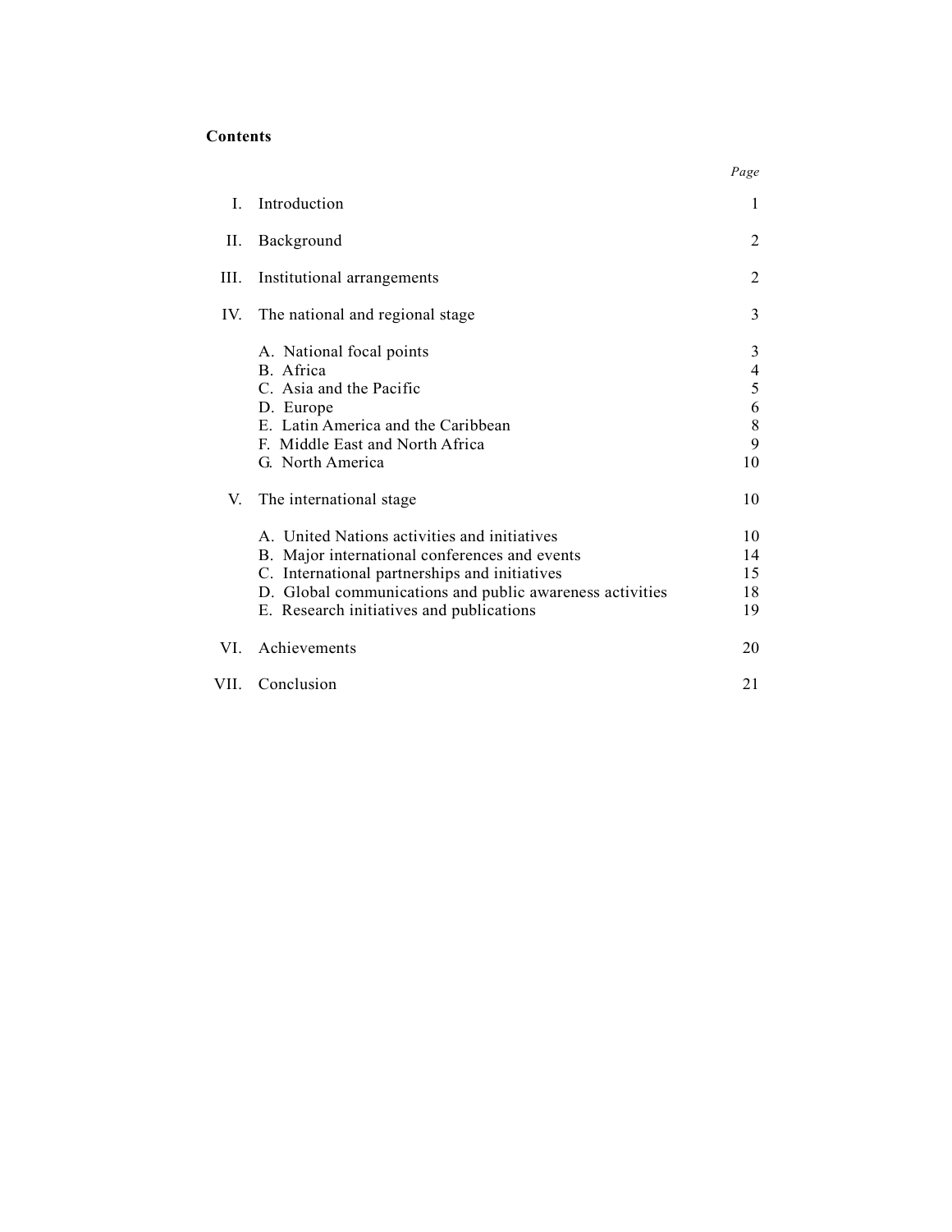## Contents

| | | *Page* |
|---|---|---|
| I. | Introduction | 1 |
| II. | Background | 2 |
| III. | Institutional arrangements | 2 |
| IV. | The national and regional stage | 3 |
| | A. National focal points | 3 |
| | B. Africa | 4 |
| | C. Asia and the Pacific | 5 |
| | D. Europe | 6 |
| | E. Latin America and the Caribbean | 8 |
| | F. Middle East and North Africa | 9 |
| | G. North America | 10 |
| V. | The international stage | 10 |
| | A. United Nations activities and initiatives | 10 |
| | B. Major international conferences and events | 14 |
| | C. International partnerships and initiatives | 15 |
| | D. Global communications and public awareness activities | 18 |
| | E. Research initiatives and publications | 19 |
| VI. | Achievements | 20 |
| VII. | Conclusion | 21 |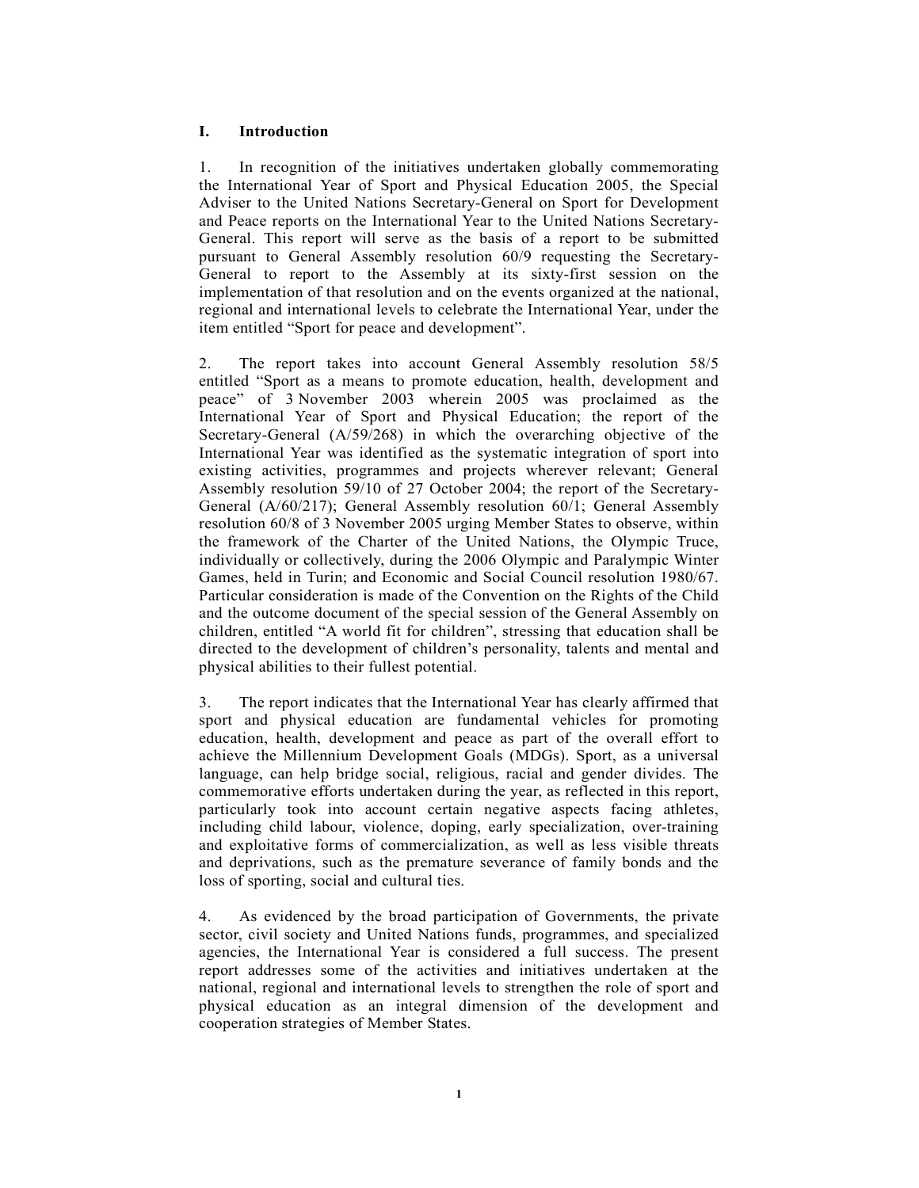## I. Introduction

1. In recognition of the initiatives undertaken globally commemorating the International Year of Sport and Physical Education 2005, the Special Adviser to the United Nations Secretary-General on Sport for Development and Peace reports on the International Year to the United Nations Secretary-General. This report will serve as the basis of a report to be submitted pursuant to General Assembly resolution 60/9 requesting the Secretary-General to report to the Assembly at its sixty-first session on the implementation of that resolution and on the events organized at the national, regional and international levels to celebrate the International Year, under the item entitled "Sport for peace and development".

2. The report takes into account General Assembly resolution 58/5 entitled "Sport as a means to promote education, health, development and peace" of 3 November 2003 wherein 2005 was proclaimed as the International Year of Sport and Physical Education; the report of the Secretary-General (A/59/268) in which the overarching objective of the International Year was identified as the systematic integration of sport into existing activities, programmes and projects wherever relevant; General Assembly resolution 59/10 of 27 October 2004; the report of the Secretary-General (A/60/217); General Assembly resolution 60/1; General Assembly resolution 60/8 of 3 November 2005 urging Member States to observe, within the framework of the Charter of the United Nations, the Olympic Truce, individually or collectively, during the 2006 Olympic and Paralympic Winter Games, held in Turin; and Economic and Social Council resolution 1980/67. Particular consideration is made of the Convention on the Rights of the Child and the outcome document of the special session of the General Assembly on children, entitled "A world fit for children", stressing that education shall be directed to the development of children's personality, talents and mental and physical abilities to their fullest potential.

3. The report indicates that the International Year has clearly affirmed that sport and physical education are fundamental vehicles for promoting education, health, development and peace as part of the overall effort to achieve the Millennium Development Goals (MDGs). Sport, as a universal language, can help bridge social, religious, racial and gender divides. The commemorative efforts undertaken during the year, as reflected in this report, particularly took into account certain negative aspects facing athletes, including child labour, violence, doping, early specialization, over-training and exploitative forms of commercialization, as well as less visible threats and deprivations, such as the premature severance of family bonds and the loss of sporting, social and cultural ties.

4. As evidenced by the broad participation of Governments, the private sector, civil society and United Nations funds, programmes, and specialized agencies, the International Year is considered a full success. The present report addresses some of the activities and initiatives undertaken at the national, regional and international levels to strengthen the role of sport and physical education as an integral dimension of the development and cooperation strategies of Member States.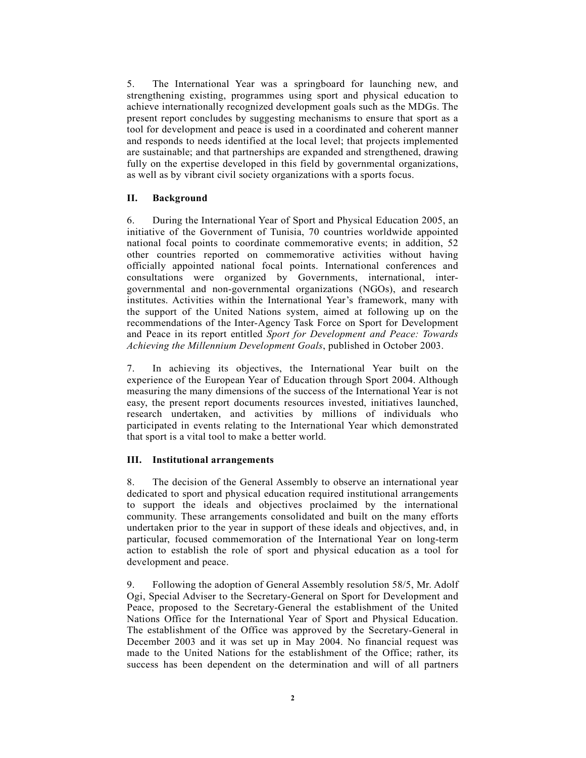5. The International Year was a springboard for launching new, and strengthening existing, programmes using sport and physical education to achieve internationally recognized development goals such as the MDGs. The present report concludes by suggesting mechanisms to ensure that sport as a tool for development and peace is used in a coordinated and coherent manner and responds to needs identified at the local level; that projects implemented are sustainable; and that partnerships are expanded and strengthened, drawing fully on the expertise developed in this field by governmental organizations, as well as by vibrant civil society organizations with a sports focus.

## II. Background

6. During the International Year of Sport and Physical Education 2005, an initiative of the Government of Tunisia, 70 countries worldwide appointed national focal points to coordinate commemorative events; in addition, 52 other countries reported on commemorative activities without having officially appointed national focal points. International conferences and consultations were organized by Governments, international, inter-governmental and non-governmental organizations (NGOs), and research institutes. Activities within the International Year's framework, many with the support of the United Nations system, aimed at following up on the recommendations of the Inter-Agency Task Force on Sport for Development and Peace in its report entitled *Sport for Development and Peace: Towards Achieving the Millennium Development Goals*, published in October 2003.

7. In achieving its objectives, the International Year built on the experience of the European Year of Education through Sport 2004. Although measuring the many dimensions of the success of the International Year is not easy, the present report documents resources invested, initiatives launched, research undertaken, and activities by millions of individuals who participated in events relating to the International Year which demonstrated that sport is a vital tool to make a better world.

## III. Institutional arrangements

8. The decision of the General Assembly to observe an international year dedicated to sport and physical education required institutional arrangements to support the ideals and objectives proclaimed by the international community. These arrangements consolidated and built on the many efforts undertaken prior to the year in support of these ideals and objectives, and, in particular, focused commemoration of the International Year on long-term action to establish the role of sport and physical education as a tool for development and peace.

9. Following the adoption of General Assembly resolution 58/5, Mr. Adolf Ogi, Special Adviser to the Secretary-General on Sport for Development and Peace, proposed to the Secretary-General the establishment of the United Nations Office for the International Year of Sport and Physical Education. The establishment of the Office was approved by the Secretary-General in December 2003 and it was set up in May 2004. No financial request was made to the United Nations for the establishment of the Office; rather, its success has been dependent on the determination and will of all partners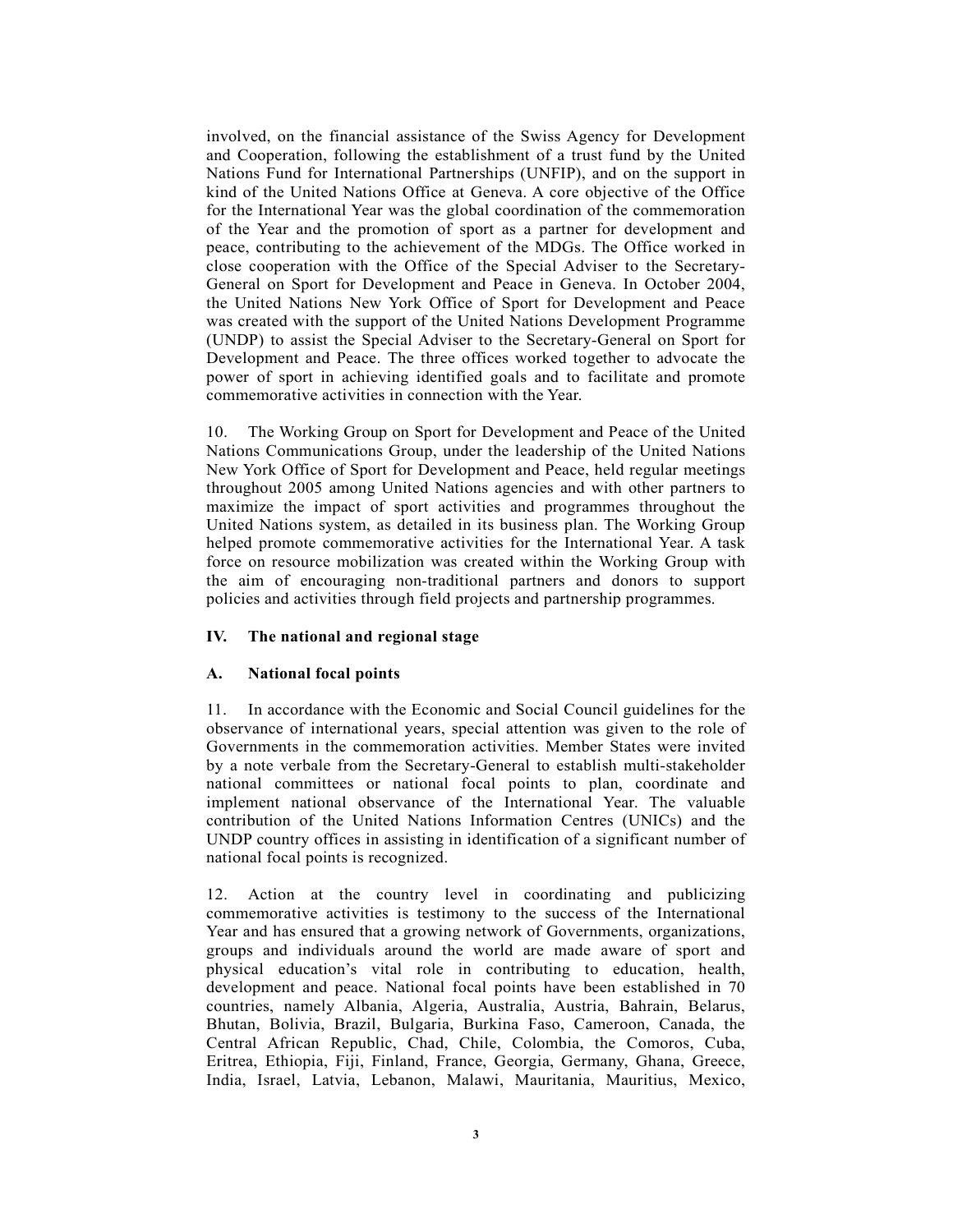involved, on the financial assistance of the Swiss Agency for Development and Cooperation, following the establishment of a trust fund by the United Nations Fund for International Partnerships (UNFIP), and on the support in kind of the United Nations Office at Geneva. A core objective of the Office for the International Year was the global coordination of the commemoration of the Year and the promotion of sport as a partner for development and peace, contributing to the achievement of the MDGs. The Office worked in close cooperation with the Office of the Special Adviser to the Secretary-General on Sport for Development and Peace in Geneva. In October 2004, the United Nations New York Office of Sport for Development and Peace was created with the support of the United Nations Development Programme (UNDP) to assist the Special Adviser to the Secretary-General on Sport for Development and Peace. The three offices worked together to advocate the power of sport in achieving identified goals and to facilitate and promote commemorative activities in connection with the Year.

10. The Working Group on Sport for Development and Peace of the United Nations Communications Group, under the leadership of the United Nations New York Office of Sport for Development and Peace, held regular meetings throughout 2005 among United Nations agencies and with other partners to maximize the impact of sport activities and programmes throughout the United Nations system, as detailed in its business plan. The Working Group helped promote commemorative activities for the International Year. A task force on resource mobilization was created within the Working Group with the aim of encouraging non-traditional partners and donors to support policies and activities through field projects and partnership programmes.

## IV. The national and regional stage

### A. National focal points

11. In accordance with the Economic and Social Council guidelines for the observance of international years, special attention was given to the role of Governments in the commemoration activities. Member States were invited by a note verbale from the Secretary-General to establish multi-stakeholder national committees or national focal points to plan, coordinate and implement national observance of the International Year. The valuable contribution of the United Nations Information Centres (UNICs) and the UNDP country offices in assisting in identification of a significant number of national focal points is recognized.

12. Action at the country level in coordinating and publicizing commemorative activities is testimony to the success of the International Year and has ensured that a growing network of Governments, organizations, groups and individuals around the world are made aware of sport and physical education's vital role in contributing to education, health, development and peace. National focal points have been established in 70 countries, namely Albania, Algeria, Australia, Austria, Bahrain, Belarus, Bhutan, Bolivia, Brazil, Bulgaria, Burkina Faso, Cameroon, Canada, the Central African Republic, Chad, Chile, Colombia, the Comoros, Cuba, Eritrea, Ethiopia, Fiji, Finland, France, Georgia, Germany, Ghana, Greece, India, Israel, Latvia, Lebanon, Malawi, Mauritania, Mauritius, Mexico,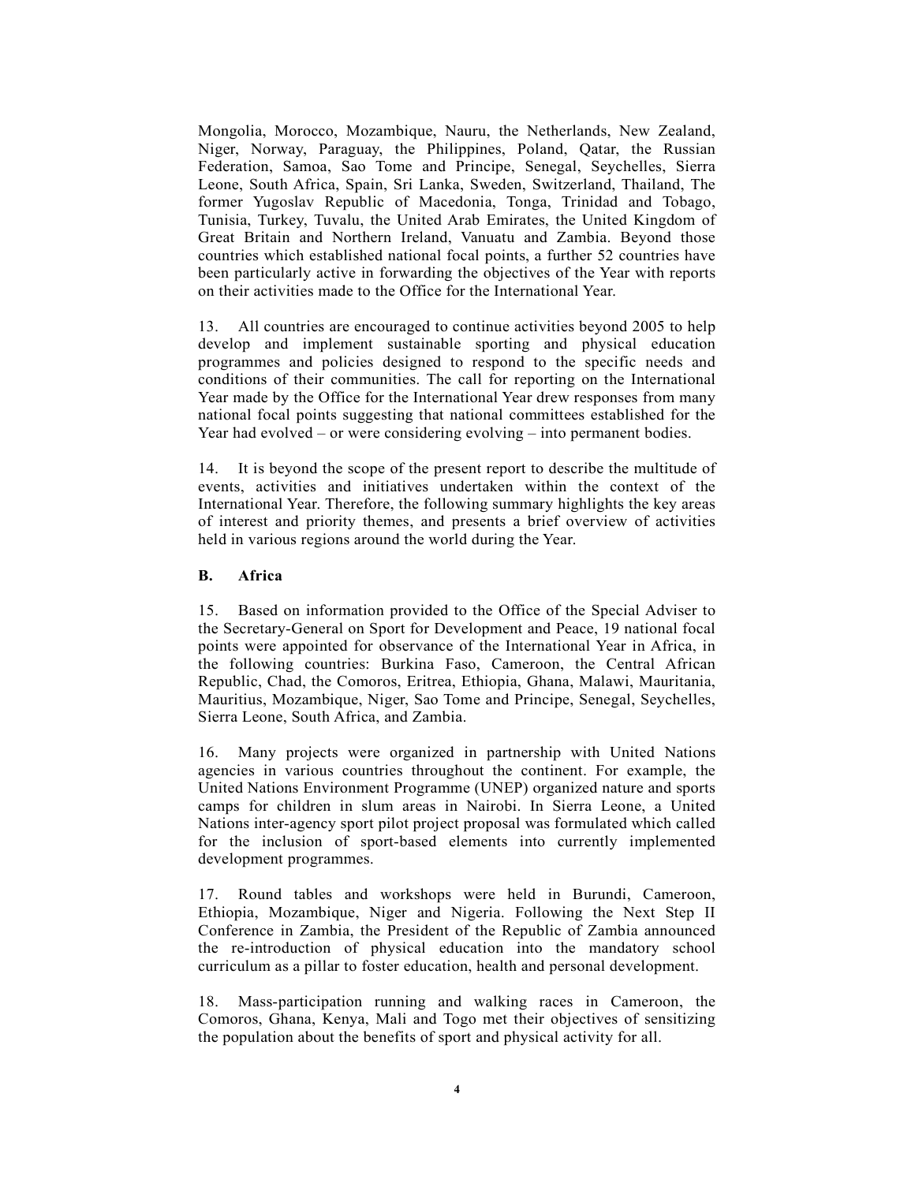Mongolia, Morocco, Mozambique, Nauru, the Netherlands, New Zealand, Niger, Norway, Paraguay, the Philippines, Poland, Qatar, the Russian Federation, Samoa, Sao Tome and Principe, Senegal, Seychelles, Sierra Leone, South Africa, Spain, Sri Lanka, Sweden, Switzerland, Thailand, The former Yugoslav Republic of Macedonia, Tonga, Trinidad and Tobago, Tunisia, Turkey, Tuvalu, the United Arab Emirates, the United Kingdom of Great Britain and Northern Ireland, Vanuatu and Zambia. Beyond those countries which established national focal points, a further 52 countries have been particularly active in forwarding the objectives of the Year with reports on their activities made to the Office for the International Year.

13. All countries are encouraged to continue activities beyond 2005 to help develop and implement sustainable sporting and physical education programmes and policies designed to respond to the specific needs and conditions of their communities. The call for reporting on the International Year made by the Office for the International Year drew responses from many national focal points suggesting that national committees established for the Year had evolved – or were considering evolving – into permanent bodies.

14. It is beyond the scope of the present report to describe the multitude of events, activities and initiatives undertaken within the context of the International Year. Therefore, the following summary highlights the key areas of interest and priority themes, and presents a brief overview of activities held in various regions around the world during the Year.

### B. Africa

15. Based on information provided to the Office of the Special Adviser to the Secretary-General on Sport for Development and Peace, 19 national focal points were appointed for observance of the International Year in Africa, in the following countries: Burkina Faso, Cameroon, the Central African Republic, Chad, the Comoros, Eritrea, Ethiopia, Ghana, Malawi, Mauritania, Mauritius, Mozambique, Niger, Sao Tome and Principe, Senegal, Seychelles, Sierra Leone, South Africa, and Zambia.

16. Many projects were organized in partnership with United Nations agencies in various countries throughout the continent. For example, the United Nations Environment Programme (UNEP) organized nature and sports camps for children in slum areas in Nairobi. In Sierra Leone, a United Nations inter-agency sport pilot project proposal was formulated which called for the inclusion of sport-based elements into currently implemented development programmes.

17. Round tables and workshops were held in Burundi, Cameroon, Ethiopia, Mozambique, Niger and Nigeria. Following the Next Step II Conference in Zambia, the President of the Republic of Zambia announced the re-introduction of physical education into the mandatory school curriculum as a pillar to foster education, health and personal development.

18. Mass-participation running and walking races in Cameroon, the Comoros, Ghana, Kenya, Mali and Togo met their objectives of sensitizing the population about the benefits of sport and physical activity for all.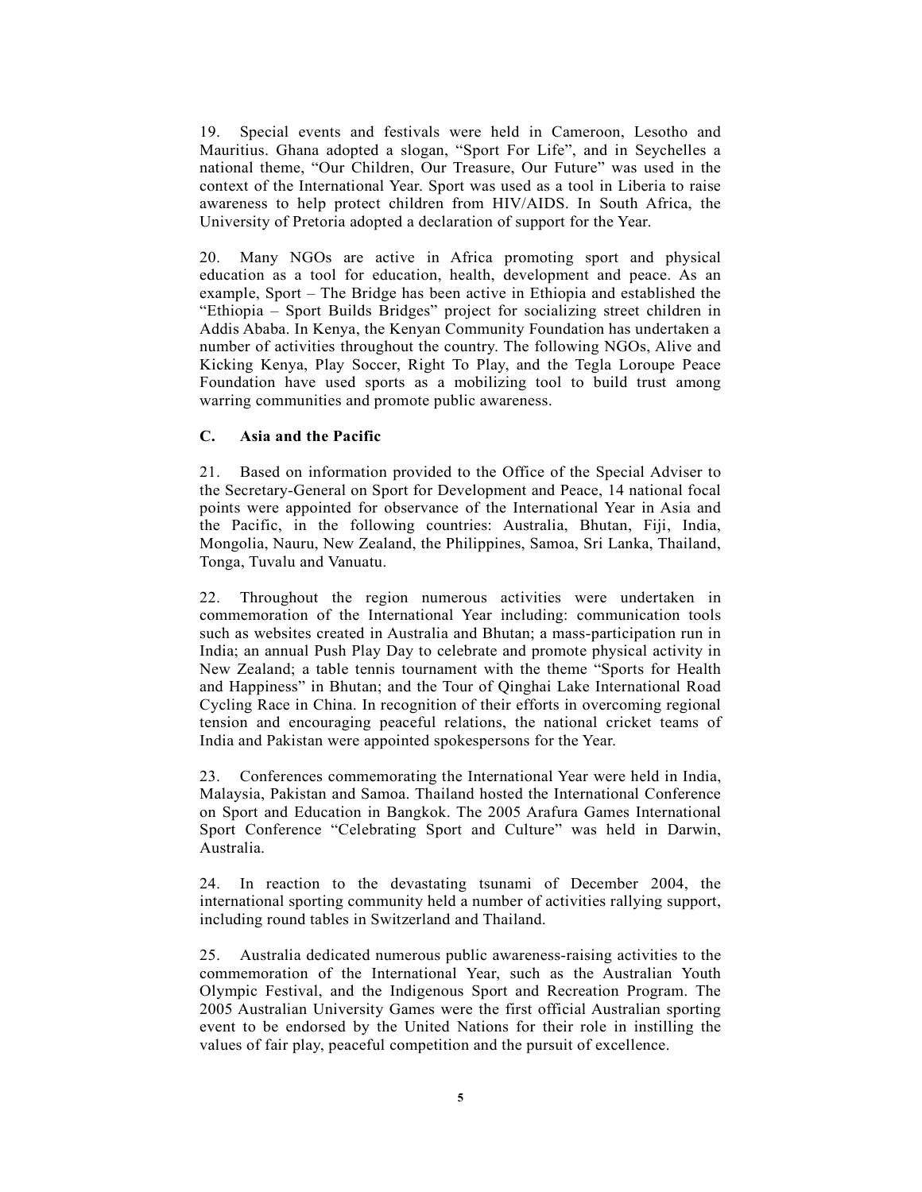19. Special events and festivals were held in Cameroon, Lesotho and Mauritius. Ghana adopted a slogan, “Sport For Life”, and in Seychelles a national theme, “Our Children, Our Treasure, Our Future” was used in the context of the International Year. Sport was used as a tool in Liberia to raise awareness to help protect children from HIV/AIDS. In South Africa, the University of Pretoria adopted a declaration of support for the Year.

20. Many NGOs are active in Africa promoting sport and physical education as a tool for education, health, development and peace. As an example, Sport – The Bridge has been active in Ethiopia and established the “Ethiopia – Sport Builds Bridges” project for socializing street children in Addis Ababa. In Kenya, the Kenyan Community Foundation has undertaken a number of activities throughout the country. The following NGOs, Alive and Kicking Kenya, Play Soccer, Right To Play, and the Tegla Loroupe Peace Foundation have used sports as a mobilizing tool to build trust among warring communities and promote public awareness.

### C. Asia and the Pacific

21. Based on information provided to the Office of the Special Adviser to the Secretary-General on Sport for Development and Peace, 14 national focal points were appointed for observance of the International Year in Asia and the Pacific, in the following countries: Australia, Bhutan, Fiji, India, Mongolia, Nauru, New Zealand, the Philippines, Samoa, Sri Lanka, Thailand, Tonga, Tuvalu and Vanuatu.

22. Throughout the region numerous activities were undertaken in commemoration of the International Year including: communication tools such as websites created in Australia and Bhutan; a mass-participation run in India; an annual Push Play Day to celebrate and promote physical activity in New Zealand; a table tennis tournament with the theme “Sports for Health and Happiness” in Bhutan; and the Tour of Qinghai Lake International Road Cycling Race in China. In recognition of their efforts in overcoming regional tension and encouraging peaceful relations, the national cricket teams of India and Pakistan were appointed spokespersons for the Year.

23. Conferences commemorating the International Year were held in India, Malaysia, Pakistan and Samoa. Thailand hosted the International Conference on Sport and Education in Bangkok. The 2005 Arafura Games International Sport Conference “Celebrating Sport and Culture” was held in Darwin, Australia.

24. In reaction to the devastating tsunami of December 2004, the international sporting community held a number of activities rallying support, including round tables in Switzerland and Thailand.

25. Australia dedicated numerous public awareness-raising activities to the commemoration of the International Year, such as the Australian Youth Olympic Festival, and the Indigenous Sport and Recreation Program. The 2005 Australian University Games were the first official Australian sporting event to be endorsed by the United Nations for their role in instilling the values of fair play, peaceful competition and the pursuit of excellence.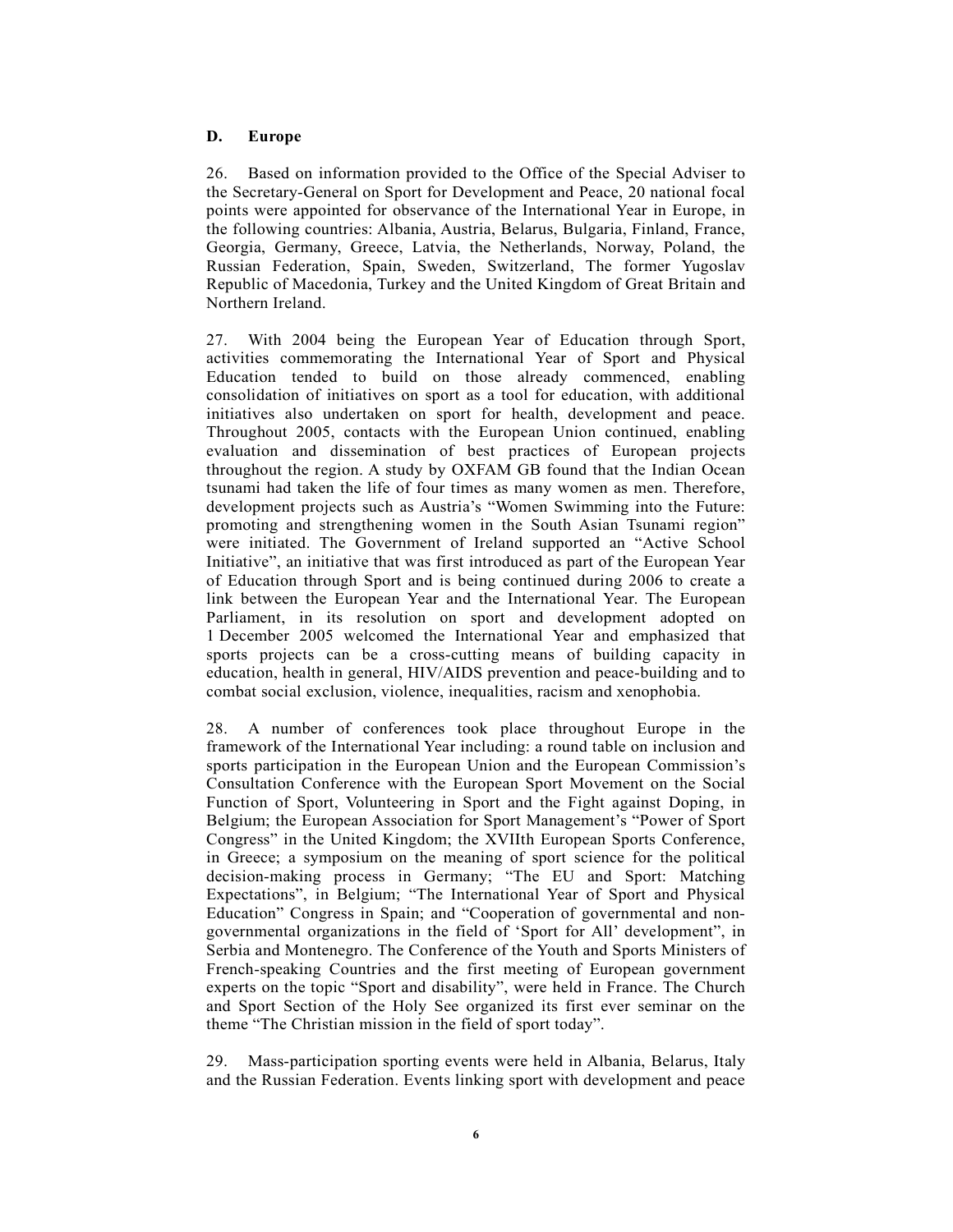## D. Europe

26. Based on information provided to the Office of the Special Adviser to the Secretary-General on Sport for Development and Peace, 20 national focal points were appointed for observance of the International Year in Europe, in the following countries: Albania, Austria, Belarus, Bulgaria, Finland, France, Georgia, Germany, Greece, Latvia, the Netherlands, Norway, Poland, the Russian Federation, Spain, Sweden, Switzerland, The former Yugoslav Republic of Macedonia, Turkey and the United Kingdom of Great Britain and Northern Ireland.

27. With 2004 being the European Year of Education through Sport, activities commemorating the International Year of Sport and Physical Education tended to build on those already commenced, enabling consolidation of initiatives on sport as a tool for education, with additional initiatives also undertaken on sport for health, development and peace. Throughout 2005, contacts with the European Union continued, enabling evaluation and dissemination of best practices of European projects throughout the region. A study by OXFAM GB found that the Indian Ocean tsunami had taken the life of four times as many women as men. Therefore, development projects such as Austria's "Women Swimming into the Future: promoting and strengthening women in the South Asian Tsunami region" were initiated. The Government of Ireland supported an "Active School Initiative", an initiative that was first introduced as part of the European Year of Education through Sport and is being continued during 2006 to create a link between the European Year and the International Year. The European Parliament, in its resolution on sport and development adopted on 1 December 2005 welcomed the International Year and emphasized that sports projects can be a cross-cutting means of building capacity in education, health in general, HIV/AIDS prevention and peace-building and to combat social exclusion, violence, inequalities, racism and xenophobia.

28. A number of conferences took place throughout Europe in the framework of the International Year including: a round table on inclusion and sports participation in the European Union and the European Commission's Consultation Conference with the European Sport Movement on the Social Function of Sport, Volunteering in Sport and the Fight against Doping, in Belgium; the European Association for Sport Management's "Power of Sport Congress" in the United Kingdom; the XVIIth European Sports Conference, in Greece; a symposium on the meaning of sport science for the political decision-making process in Germany; "The EU and Sport: Matching Expectations", in Belgium; "The International Year of Sport and Physical Education" Congress in Spain; and "Cooperation of governmental and non-governmental organizations in the field of 'Sport for All' development", in Serbia and Montenegro. The Conference of the Youth and Sports Ministers of French-speaking Countries and the first meeting of European government experts on the topic "Sport and disability", were held in France. The Church and Sport Section of the Holy See organized its first ever seminar on the theme "The Christian mission in the field of sport today".

29. Mass-participation sporting events were held in Albania, Belarus, Italy and the Russian Federation. Events linking sport with development and peace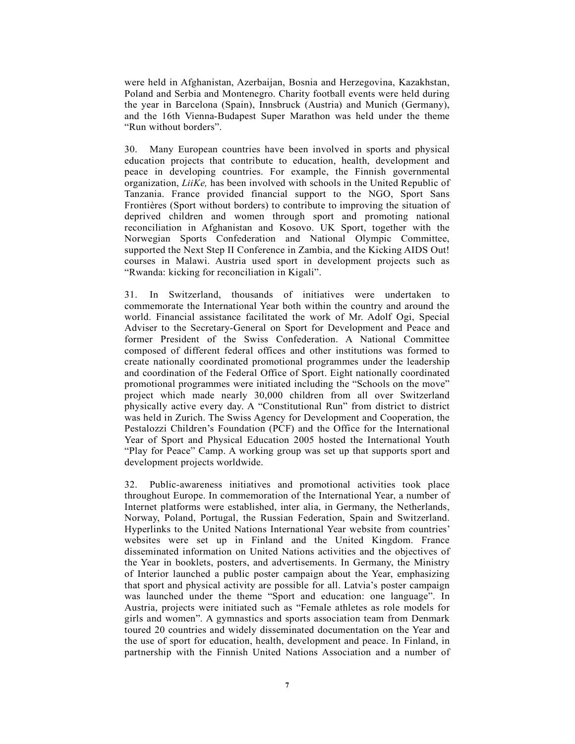were held in Afghanistan, Azerbaijan, Bosnia and Herzegovina, Kazakhstan, Poland and Serbia and Montenegro. Charity football events were held during the year in Barcelona (Spain), Innsbruck (Austria) and Munich (Germany), and the 16th Vienna-Budapest Super Marathon was held under the theme "Run without borders".

30. Many European countries have been involved in sports and physical education projects that contribute to education, health, development and peace in developing countries. For example, the Finnish governmental organization, *LiiKe,* has been involved with schools in the United Republic of Tanzania. France provided financial support to the NGO, Sport Sans Frontières (Sport without borders) to contribute to improving the situation of deprived children and women through sport and promoting national reconciliation in Afghanistan and Kosovo. UK Sport, together with the Norwegian Sports Confederation and National Olympic Committee, supported the Next Step II Conference in Zambia, and the Kicking AIDS Out! courses in Malawi. Austria used sport in development projects such as "Rwanda: kicking for reconciliation in Kigali".

31. In Switzerland, thousands of initiatives were undertaken to commemorate the International Year both within the country and around the world. Financial assistance facilitated the work of Mr. Adolf Ogi, Special Adviser to the Secretary-General on Sport for Development and Peace and former President of the Swiss Confederation. A National Committee composed of different federal offices and other institutions was formed to create nationally coordinated promotional programmes under the leadership and coordination of the Federal Office of Sport. Eight nationally coordinated promotional programmes were initiated including the "Schools on the move" project which made nearly 30,000 children from all over Switzerland physically active every day. A "Constitutional Run" from district to district was held in Zurich. The Swiss Agency for Development and Cooperation, the Pestalozzi Children's Foundation (PCF) and the Office for the International Year of Sport and Physical Education 2005 hosted the International Youth "Play for Peace" Camp. A working group was set up that supports sport and development projects worldwide.

32. Public-awareness initiatives and promotional activities took place throughout Europe. In commemoration of the International Year, a number of Internet platforms were established, inter alia, in Germany, the Netherlands, Norway, Poland, Portugal, the Russian Federation, Spain and Switzerland. Hyperlinks to the United Nations International Year website from countries' websites were set up in Finland and the United Kingdom. France disseminated information on United Nations activities and the objectives of the Year in booklets, posters, and advertisements. In Germany, the Ministry of Interior launched a public poster campaign about the Year, emphasizing that sport and physical activity are possible for all. Latvia's poster campaign was launched under the theme "Sport and education: one language". In Austria, projects were initiated such as "Female athletes as role models for girls and women". A gymnastics and sports association team from Denmark toured 20 countries and widely disseminated documentation on the Year and the use of sport for education, health, development and peace. In Finland, in partnership with the Finnish United Nations Association and a number of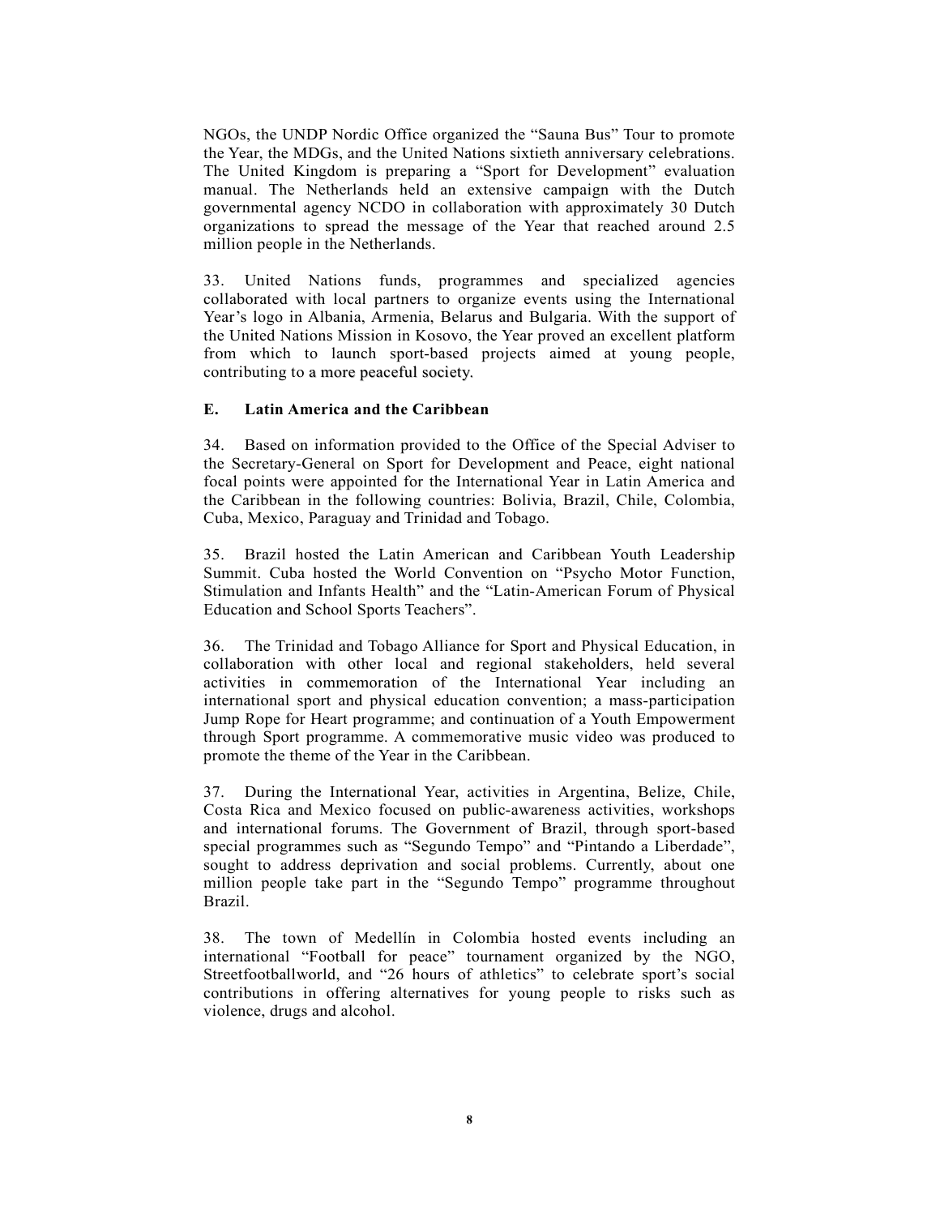NGOs, the UNDP Nordic Office organized the "Sauna Bus" Tour to promote the Year, the MDGs, and the United Nations sixtieth anniversary celebrations. The United Kingdom is preparing a "Sport for Development" evaluation manual. The Netherlands held an extensive campaign with the Dutch governmental agency NCDO in collaboration with approximately 30 Dutch organizations to spread the message of the Year that reached around 2.5 million people in the Netherlands.

33. United Nations funds, programmes and specialized agencies collaborated with local partners to organize events using the International Year's logo in Albania, Armenia, Belarus and Bulgaria. With the support of the United Nations Mission in Kosovo, the Year proved an excellent platform from which to launch sport-based projects aimed at young people, contributing to a more peaceful society.

### E. Latin America and the Caribbean

34. Based on information provided to the Office of the Special Adviser to the Secretary-General on Sport for Development and Peace, eight national focal points were appointed for the International Year in Latin America and the Caribbean in the following countries: Bolivia, Brazil, Chile, Colombia, Cuba, Mexico, Paraguay and Trinidad and Tobago.

35. Brazil hosted the Latin American and Caribbean Youth Leadership Summit. Cuba hosted the World Convention on "Psycho Motor Function, Stimulation and Infants Health" and the "Latin-American Forum of Physical Education and School Sports Teachers".

36. The Trinidad and Tobago Alliance for Sport and Physical Education, in collaboration with other local and regional stakeholders, held several activities in commemoration of the International Year including an international sport and physical education convention; a mass-participation Jump Rope for Heart programme; and continuation of a Youth Empowerment through Sport programme. A commemorative music video was produced to promote the theme of the Year in the Caribbean.

37. During the International Year, activities in Argentina, Belize, Chile, Costa Rica and Mexico focused on public-awareness activities, workshops and international forums. The Government of Brazil, through sport-based special programmes such as "Segundo Tempo" and "Pintando a Liberdade", sought to address deprivation and social problems. Currently, about one million people take part in the "Segundo Tempo" programme throughout Brazil.

38. The town of Medellín in Colombia hosted events including an international "Football for peace" tournament organized by the NGO, Streetfootballworld, and "26 hours of athletics" to celebrate sport's social contributions in offering alternatives for young people to risks such as violence, drugs and alcohol.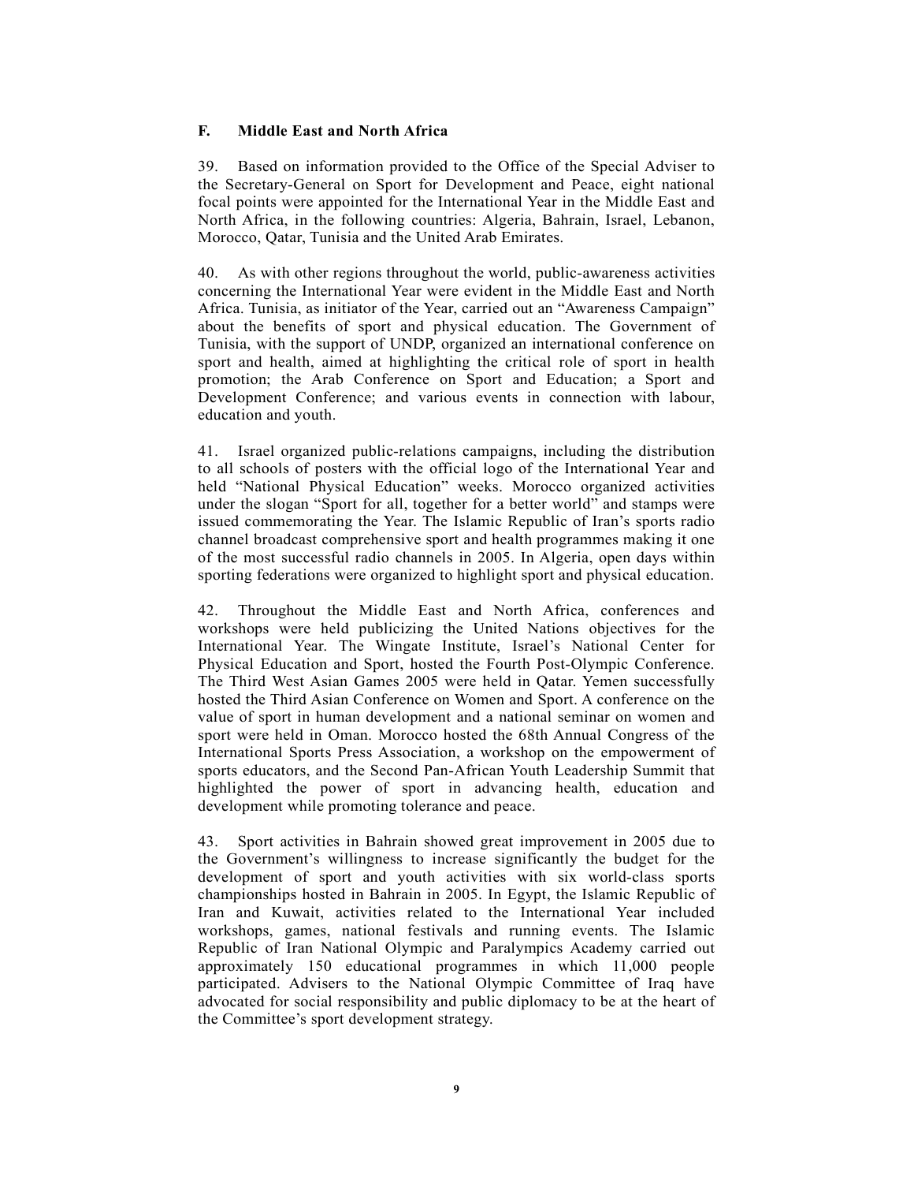### F. Middle East and North Africa

39. Based on information provided to the Office of the Special Adviser to the Secretary-General on Sport for Development and Peace, eight national focal points were appointed for the International Year in the Middle East and North Africa, in the following countries: Algeria, Bahrain, Israel, Lebanon, Morocco, Qatar, Tunisia and the United Arab Emirates.

40. As with other regions throughout the world, public-awareness activities concerning the International Year were evident in the Middle East and North Africa. Tunisia, as initiator of the Year, carried out an "Awareness Campaign" about the benefits of sport and physical education. The Government of Tunisia, with the support of UNDP, organized an international conference on sport and health, aimed at highlighting the critical role of sport in health promotion; the Arab Conference on Sport and Education; a Sport and Development Conference; and various events in connection with labour, education and youth.

41. Israel organized public-relations campaigns, including the distribution to all schools of posters with the official logo of the International Year and held "National Physical Education" weeks. Morocco organized activities under the slogan "Sport for all, together for a better world" and stamps were issued commemorating the Year. The Islamic Republic of Iran's sports radio channel broadcast comprehensive sport and health programmes making it one of the most successful radio channels in 2005. In Algeria, open days within sporting federations were organized to highlight sport and physical education.

42. Throughout the Middle East and North Africa, conferences and workshops were held publicizing the United Nations objectives for the International Year. The Wingate Institute, Israel's National Center for Physical Education and Sport, hosted the Fourth Post-Olympic Conference. The Third West Asian Games 2005 were held in Qatar. Yemen successfully hosted the Third Asian Conference on Women and Sport. A conference on the value of sport in human development and a national seminar on women and sport were held in Oman. Morocco hosted the 68th Annual Congress of the International Sports Press Association, a workshop on the empowerment of sports educators, and the Second Pan-African Youth Leadership Summit that highlighted the power of sport in advancing health, education and development while promoting tolerance and peace.

43. Sport activities in Bahrain showed great improvement in 2005 due to the Government's willingness to increase significantly the budget for the development of sport and youth activities with six world-class sports championships hosted in Bahrain in 2005. In Egypt, the Islamic Republic of Iran and Kuwait, activities related to the International Year included workshops, games, national festivals and running events. The Islamic Republic of Iran National Olympic and Paralympics Academy carried out approximately 150 educational programmes in which 11,000 people participated. Advisers to the National Olympic Committee of Iraq have advocated for social responsibility and public diplomacy to be at the heart of the Committee's sport development strategy.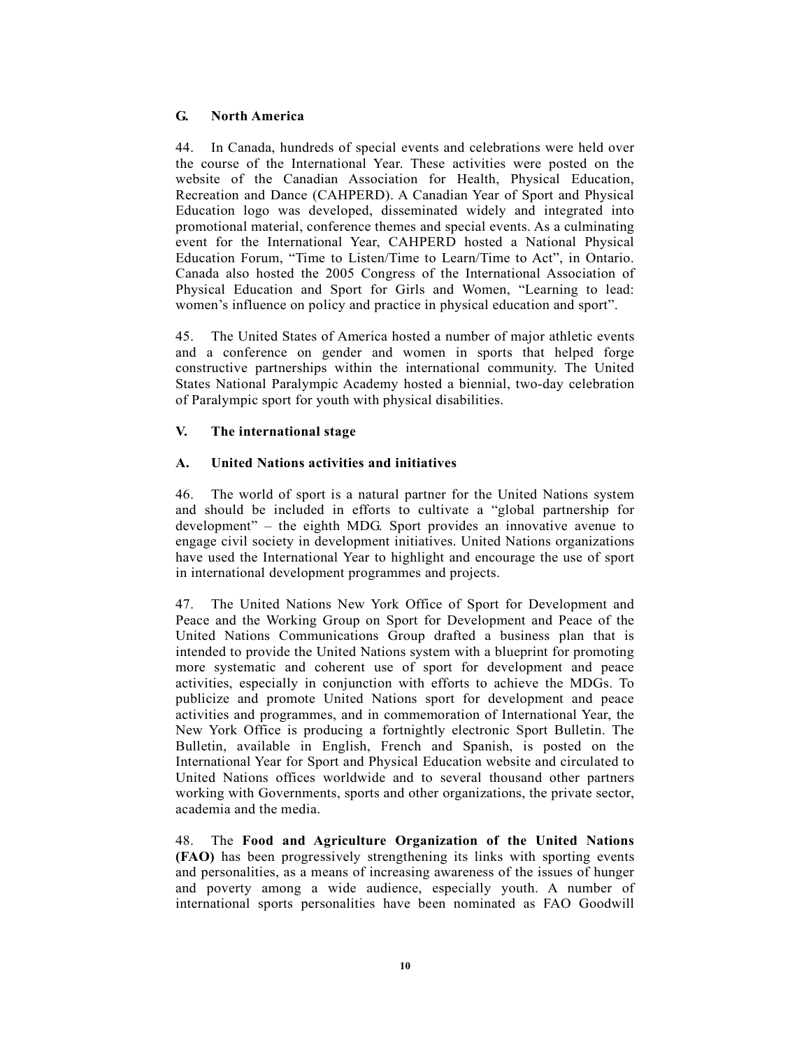### G. North America

44. In Canada, hundreds of special events and celebrations were held over the course of the International Year. These activities were posted on the website of the Canadian Association for Health, Physical Education, Recreation and Dance (CAHPERD). A Canadian Year of Sport and Physical Education logo was developed, disseminated widely and integrated into promotional material, conference themes and special events. As a culminating event for the International Year, CAHPERD hosted a National Physical Education Forum, "Time to Listen/Time to Learn/Time to Act", in Ontario. Canada also hosted the 2005 Congress of the International Association of Physical Education and Sport for Girls and Women, "Learning to lead: women's influence on policy and practice in physical education and sport".

45. The United States of America hosted a number of major athletic events and a conference on gender and women in sports that helped forge constructive partnerships within the international community. The United States National Paralympic Academy hosted a biennial, two-day celebration of Paralympic sport for youth with physical disabilities.

## V. The international stage

### A. United Nations activities and initiatives

46. The world of sport is a natural partner for the United Nations system and should be included in efforts to cultivate a "global partnership for development" – the eighth MDG. Sport provides an innovative avenue to engage civil society in development initiatives. United Nations organizations have used the International Year to highlight and encourage the use of sport in international development programmes and projects.

47. The United Nations New York Office of Sport for Development and Peace and the Working Group on Sport for Development and Peace of the United Nations Communications Group drafted a business plan that is intended to provide the United Nations system with a blueprint for promoting more systematic and coherent use of sport for development and peace activities, especially in conjunction with efforts to achieve the MDGs. To publicize and promote United Nations sport for development and peace activities and programmes, and in commemoration of International Year, the New York Office is producing a fortnightly electronic Sport Bulletin. The Bulletin, available in English, French and Spanish, is posted on the International Year for Sport and Physical Education website and circulated to United Nations offices worldwide and to several thousand other partners working with Governments, sports and other organizations, the private sector, academia and the media.

48. The **Food and Agriculture Organization of the United Nations (FAO)** has been progressively strengthening its links with sporting events and personalities, as a means of increasing awareness of the issues of hunger and poverty among a wide audience, especially youth. A number of international sports personalities have been nominated as FAO Goodwill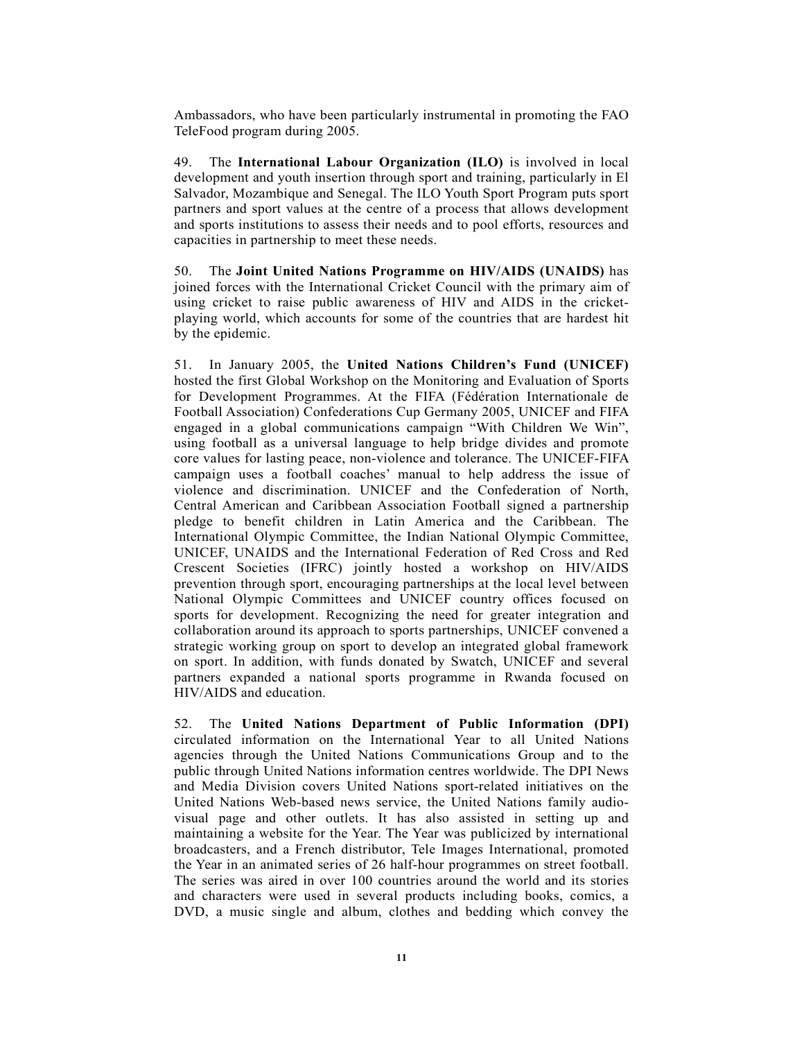Ambassadors, who have been particularly instrumental in promoting the FAO TeleFood program during 2005.

49. The **International Labour Organization (ILO)** is involved in local development and youth insertion through sport and training, particularly in El Salvador, Mozambique and Senegal. The ILO Youth Sport Program puts sport partners and sport values at the centre of a process that allows development and sports institutions to assess their needs and to pool efforts, resources and capacities in partnership to meet these needs.

50. The **Joint United Nations Programme on HIV/AIDS (UNAIDS)** has joined forces with the International Cricket Council with the primary aim of using cricket to raise public awareness of HIV and AIDS in the cricket-playing world, which accounts for some of the countries that are hardest hit by the epidemic.

51. In January 2005, the **United Nations Children's Fund (UNICEF)** hosted the first Global Workshop on the Monitoring and Evaluation of Sports for Development Programmes. At the FIFA (Fédération Internationale de Football Association) Confederations Cup Germany 2005, UNICEF and FIFA engaged in a global communications campaign "With Children We Win", using football as a universal language to help bridge divides and promote core values for lasting peace, non-violence and tolerance. The UNICEF-FIFA campaign uses a football coaches' manual to help address the issue of violence and discrimination. UNICEF and the Confederation of North, Central American and Caribbean Association Football signed a partnership pledge to benefit children in Latin America and the Caribbean. The International Olympic Committee, the Indian National Olympic Committee, UNICEF, UNAIDS and the International Federation of Red Cross and Red Crescent Societies (IFRC) jointly hosted a workshop on HIV/AIDS prevention through sport, encouraging partnerships at the local level between National Olympic Committees and UNICEF country offices focused on sports for development. Recognizing the need for greater integration and collaboration around its approach to sports partnerships, UNICEF convened a strategic working group on sport to develop an integrated global framework on sport. In addition, with funds donated by Swatch, UNICEF and several partners expanded a national sports programme in Rwanda focused on HIV/AIDS and education.

52. The **United Nations Department of Public Information (DPI)** circulated information on the International Year to all United Nations agencies through the United Nations Communications Group and to the public through United Nations information centres worldwide. The DPI News and Media Division covers United Nations sport-related initiatives on the United Nations Web-based news service, the United Nations family audio-visual page and other outlets. It has also assisted in setting up and maintaining a website for the Year. The Year was publicized by international broadcasters, and a French distributor, Tele Images International, promoted the Year in an animated series of 26 half-hour programmes on street football. The series was aired in over 100 countries around the world and its stories and characters were used in several products including books, comics, a DVD, a music single and album, clothes and bedding which convey the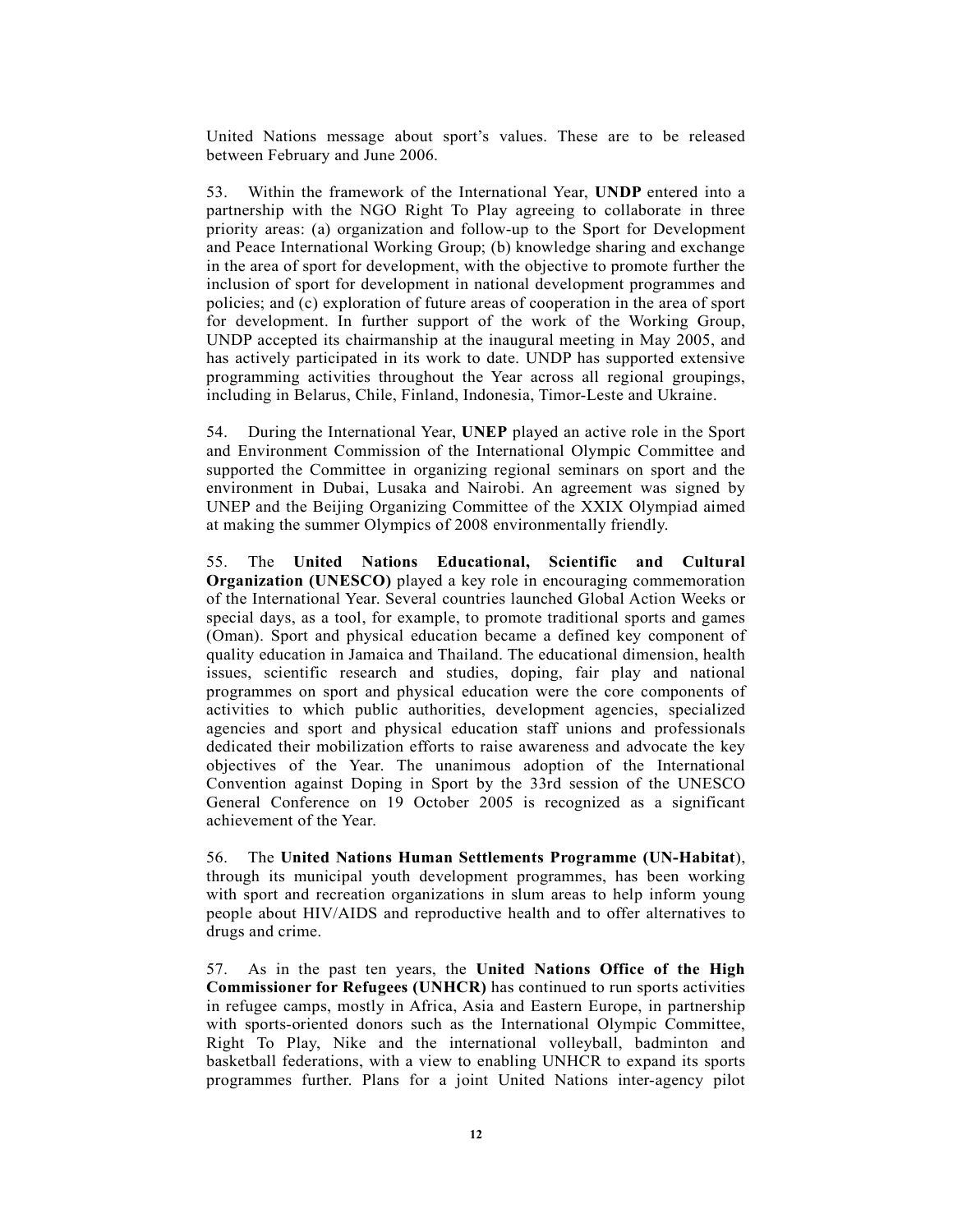United Nations message about sport's values. These are to be released between February and June 2006.

53. Within the framework of the International Year, **UNDP** entered into a partnership with the NGO Right To Play agreeing to collaborate in three priority areas: (a) organization and follow-up to the Sport for Development and Peace International Working Group; (b) knowledge sharing and exchange in the area of sport for development, with the objective to promote further the inclusion of sport for development in national development programmes and policies; and (c) exploration of future areas of cooperation in the area of sport for development. In further support of the work of the Working Group, UNDP accepted its chairmanship at the inaugural meeting in May 2005, and has actively participated in its work to date. UNDP has supported extensive programming activities throughout the Year across all regional groupings, including in Belarus, Chile, Finland, Indonesia, Timor-Leste and Ukraine.

54. During the International Year, **UNEP** played an active role in the Sport and Environment Commission of the International Olympic Committee and supported the Committee in organizing regional seminars on sport and the environment in Dubai, Lusaka and Nairobi. An agreement was signed by UNEP and the Beijing Organizing Committee of the XXIX Olympiad aimed at making the summer Olympics of 2008 environmentally friendly.

55. The **United Nations Educational, Scientific and Cultural Organization (UNESCO)** played a key role in encouraging commemoration of the International Year. Several countries launched Global Action Weeks or special days, as a tool, for example, to promote traditional sports and games (Oman). Sport and physical education became a defined key component of quality education in Jamaica and Thailand. The educational dimension, health issues, scientific research and studies, doping, fair play and national programmes on sport and physical education were the core components of activities to which public authorities, development agencies, specialized agencies and sport and physical education staff unions and professionals dedicated their mobilization efforts to raise awareness and advocate the key objectives of the Year. The unanimous adoption of the International Convention against Doping in Sport by the 33rd session of the UNESCO General Conference on 19 October 2005 is recognized as a significant achievement of the Year.

56. The **United Nations Human Settlements Programme (UN-Habitat)**, through its municipal youth development programmes, has been working with sport and recreation organizations in slum areas to help inform young people about HIV/AIDS and reproductive health and to offer alternatives to drugs and crime.

57. As in the past ten years, the **United Nations Office of the High Commissioner for Refugees (UNHCR)** has continued to run sports activities in refugee camps, mostly in Africa, Asia and Eastern Europe, in partnership with sports-oriented donors such as the International Olympic Committee, Right To Play, Nike and the international volleyball, badminton and basketball federations, with a view to enabling UNHCR to expand its sports programmes further. Plans for a joint United Nations inter-agency pilot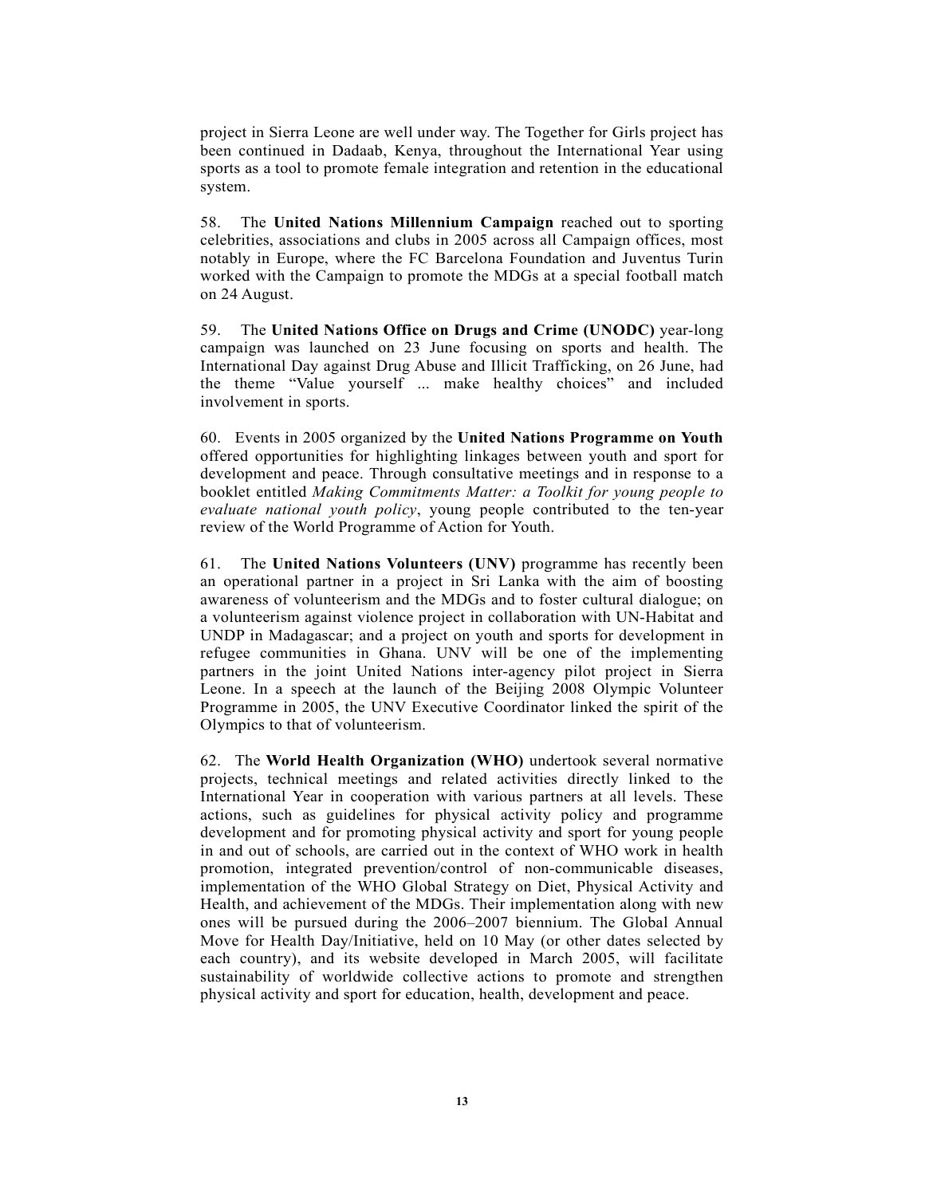project in Sierra Leone are well under way. The Together for Girls project has been continued in Dadaab, Kenya, throughout the International Year using sports as a tool to promote female integration and retention in the educational system.

58. The **United Nations Millennium Campaign** reached out to sporting celebrities, associations and clubs in 2005 across all Campaign offices, most notably in Europe, where the FC Barcelona Foundation and Juventus Turin worked with the Campaign to promote the MDGs at a special football match on 24 August.

59. The **United Nations Office on Drugs and Crime (UNODC)** year-long campaign was launched on 23 June focusing on sports and health. The International Day against Drug Abuse and Illicit Trafficking, on 26 June, had the theme "Value yourself ... make healthy choices" and included involvement in sports.

60. Events in 2005 organized by the **United Nations Programme on Youth** offered opportunities for highlighting linkages between youth and sport for development and peace. Through consultative meetings and in response to a booklet entitled *Making Commitments Matter: a Toolkit for young people to evaluate national youth policy*, young people contributed to the ten-year review of the World Programme of Action for Youth.

61. The **United Nations Volunteers (UNV)** programme has recently been an operational partner in a project in Sri Lanka with the aim of boosting awareness of volunteerism and the MDGs and to foster cultural dialogue; on a volunteerism against violence project in collaboration with UN-Habitat and UNDP in Madagascar; and a project on youth and sports for development in refugee communities in Ghana. UNV will be one of the implementing partners in the joint United Nations inter-agency pilot project in Sierra Leone. In a speech at the launch of the Beijing 2008 Olympic Volunteer Programme in 2005, the UNV Executive Coordinator linked the spirit of the Olympics to that of volunteerism.

62. The **World Health Organization (WHO)** undertook several normative projects, technical meetings and related activities directly linked to the International Year in cooperation with various partners at all levels. These actions, such as guidelines for physical activity policy and programme development and for promoting physical activity and sport for young people in and out of schools, are carried out in the context of WHO work in health promotion, integrated prevention/control of non-communicable diseases, implementation of the WHO Global Strategy on Diet, Physical Activity and Health, and achievement of the MDGs. Their implementation along with new ones will be pursued during the 2006–2007 biennium. The Global Annual Move for Health Day/Initiative, held on 10 May (or other dates selected by each country), and its website developed in March 2005, will facilitate sustainability of worldwide collective actions to promote and strengthen physical activity and sport for education, health, development and peace.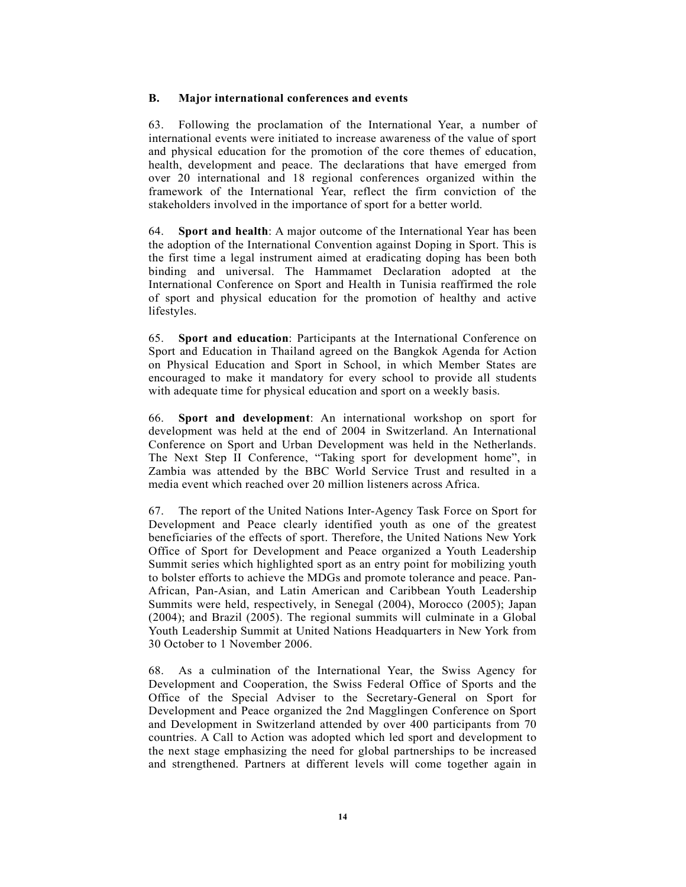## B. Major international conferences and events

63. Following the proclamation of the International Year, a number of international events were initiated to increase awareness of the value of sport and physical education for the promotion of the core themes of education, health, development and peace. The declarations that have emerged from over 20 international and 18 regional conferences organized within the framework of the International Year, reflect the firm conviction of the stakeholders involved in the importance of sport for a better world.

64. **Sport and health**: A major outcome of the International Year has been the adoption of the International Convention against Doping in Sport. This is the first time a legal instrument aimed at eradicating doping has been both binding and universal. The Hammamet Declaration adopted at the International Conference on Sport and Health in Tunisia reaffirmed the role of sport and physical education for the promotion of healthy and active lifestyles.

65. **Sport and education**: Participants at the International Conference on Sport and Education in Thailand agreed on the Bangkok Agenda for Action on Physical Education and Sport in School, in which Member States are encouraged to make it mandatory for every school to provide all students with adequate time for physical education and sport on a weekly basis.

66. **Sport and development**: An international workshop on sport for development was held at the end of 2004 in Switzerland. An International Conference on Sport and Urban Development was held in the Netherlands. The Next Step II Conference, "Taking sport for development home", in Zambia was attended by the BBC World Service Trust and resulted in a media event which reached over 20 million listeners across Africa.

67. The report of the United Nations Inter-Agency Task Force on Sport for Development and Peace clearly identified youth as one of the greatest beneficiaries of the effects of sport. Therefore, the United Nations New York Office of Sport for Development and Peace organized a Youth Leadership Summit series which highlighted sport as an entry point for mobilizing youth to bolster efforts to achieve the MDGs and promote tolerance and peace. Pan-African, Pan-Asian, and Latin American and Caribbean Youth Leadership Summits were held, respectively, in Senegal (2004), Morocco (2005); Japan (2004); and Brazil (2005). The regional summits will culminate in a Global Youth Leadership Summit at United Nations Headquarters in New York from 30 October to 1 November 2006.

68. As a culmination of the International Year, the Swiss Agency for Development and Cooperation, the Swiss Federal Office of Sports and the Office of the Special Adviser to the Secretary-General on Sport for Development and Peace organized the 2nd Magglingen Conference on Sport and Development in Switzerland attended by over 400 participants from 70 countries. A Call to Action was adopted which led sport and development to the next stage emphasizing the need for global partnerships to be increased and strengthened. Partners at different levels will come together again in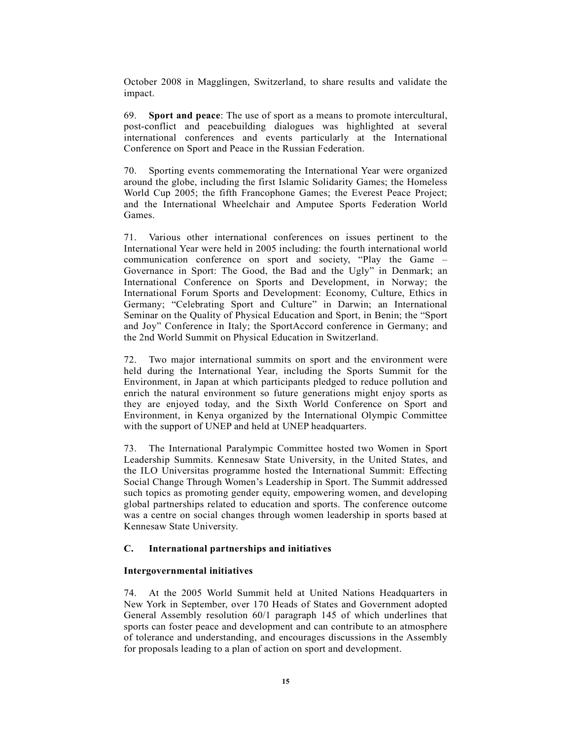October 2008 in Magglingen, Switzerland, to share results and validate the impact.

69. **Sport and peace**: The use of sport as a means to promote intercultural, post-conflict and peacebuilding dialogues was highlighted at several international conferences and events particularly at the International Conference on Sport and Peace in the Russian Federation.

70. Sporting events commemorating the International Year were organized around the globe, including the first Islamic Solidarity Games; the Homeless World Cup 2005; the fifth Francophone Games; the Everest Peace Project; and the International Wheelchair and Amputee Sports Federation World Games.

71. Various other international conferences on issues pertinent to the International Year were held in 2005 including: the fourth international world communication conference on sport and society, "Play the Game – Governance in Sport: The Good, the Bad and the Ugly" in Denmark; an International Conference on Sports and Development, in Norway; the International Forum Sports and Development: Economy, Culture, Ethics in Germany; "Celebrating Sport and Culture" in Darwin; an International Seminar on the Quality of Physical Education and Sport, in Benin; the "Sport and Joy" Conference in Italy; the SportAccord conference in Germany; and the 2nd World Summit on Physical Education in Switzerland.

72. Two major international summits on sport and the environment were held during the International Year, including the Sports Summit for the Environment, in Japan at which participants pledged to reduce pollution and enrich the natural environment so future generations might enjoy sports as they are enjoyed today, and the Sixth World Conference on Sport and Environment, in Kenya organized by the International Olympic Committee with the support of UNEP and held at UNEP headquarters.

73. The International Paralympic Committee hosted two Women in Sport Leadership Summits. Kennesaw State University, in the United States, and the ILO Universitas programme hosted the International Summit: Effecting Social Change Through Women's Leadership in Sport. The Summit addressed such topics as promoting gender equity, empowering women, and developing global partnerships related to education and sports. The conference outcome was a centre on social changes through women leadership in sports based at Kennesaw State University.

## C. International partnerships and initiatives

### Intergovernmental initiatives

74. At the 2005 World Summit held at United Nations Headquarters in New York in September, over 170 Heads of States and Government adopted General Assembly resolution 60/1 paragraph 145 of which underlines that sports can foster peace and development and can contribute to an atmosphere of tolerance and understanding, and encourages discussions in the Assembly for proposals leading to a plan of action on sport and development.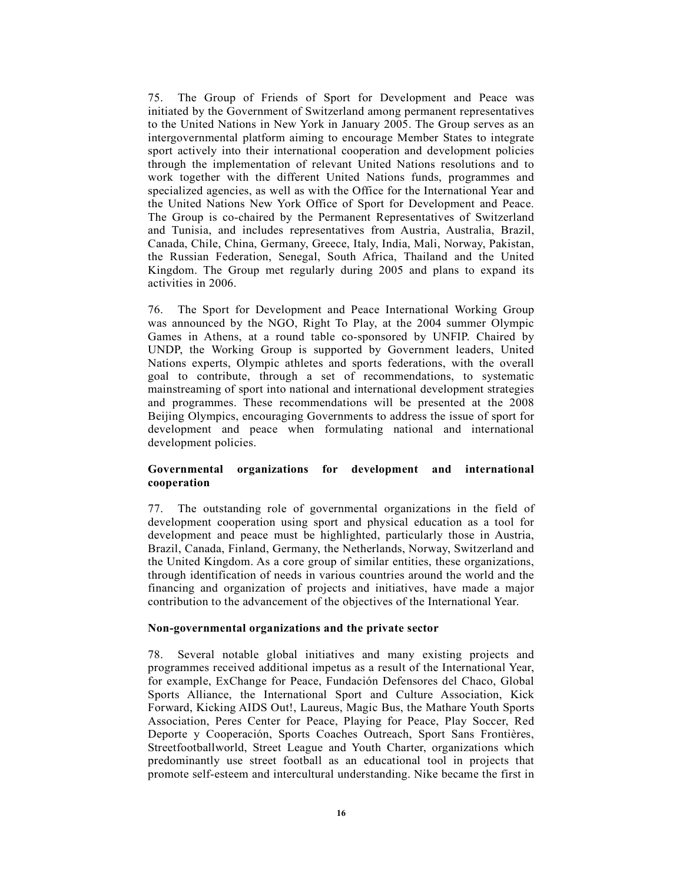75. The Group of Friends of Sport for Development and Peace was initiated by the Government of Switzerland among permanent representatives to the United Nations in New York in January 2005. The Group serves as an intergovernmental platform aiming to encourage Member States to integrate sport actively into their international cooperation and development policies through the implementation of relevant United Nations resolutions and to work together with the different United Nations funds, programmes and specialized agencies, as well as with the Office for the International Year and the United Nations New York Office of Sport for Development and Peace. The Group is co-chaired by the Permanent Representatives of Switzerland and Tunisia, and includes representatives from Austria, Australia, Brazil, Canada, Chile, China, Germany, Greece, Italy, India, Mali, Norway, Pakistan, the Russian Federation, Senegal, South Africa, Thailand and the United Kingdom. The Group met regularly during 2005 and plans to expand its activities in 2006.

76. The Sport for Development and Peace International Working Group was announced by the NGO, Right To Play, at the 2004 summer Olympic Games in Athens, at a round table co-sponsored by UNFIP. Chaired by UNDP, the Working Group is supported by Government leaders, United Nations experts, Olympic athletes and sports federations, with the overall goal to contribute, through a set of recommendations, to systematic mainstreaming of sport into national and international development strategies and programmes. These recommendations will be presented at the 2008 Beijing Olympics, encouraging Governments to address the issue of sport for development and peace when formulating national and international development policies.

**Governmental organizations for development and international cooperation**

77. The outstanding role of governmental organizations in the field of development cooperation using sport and physical education as a tool for development and peace must be highlighted, particularly those in Austria, Brazil, Canada, Finland, Germany, the Netherlands, Norway, Switzerland and the United Kingdom. As a core group of similar entities, these organizations, through identification of needs in various countries around the world and the financing and organization of projects and initiatives, have made a major contribution to the advancement of the objectives of the International Year.

**Non-governmental organizations and the private sector**

78. Several notable global initiatives and many existing projects and programmes received additional impetus as a result of the International Year, for example, ExChange for Peace, Fundación Defensores del Chaco, Global Sports Alliance, the International Sport and Culture Association, Kick Forward, Kicking AIDS Out!, Laureus, Magic Bus, the Mathare Youth Sports Association, Peres Center for Peace, Playing for Peace, Play Soccer, Red Deporte y Cooperación, Sports Coaches Outreach, Sport Sans Frontières, Streetfootballworld, Street League and Youth Charter, organizations which predominantly use street football as an educational tool in projects that promote self-esteem and intercultural understanding. Nike became the first in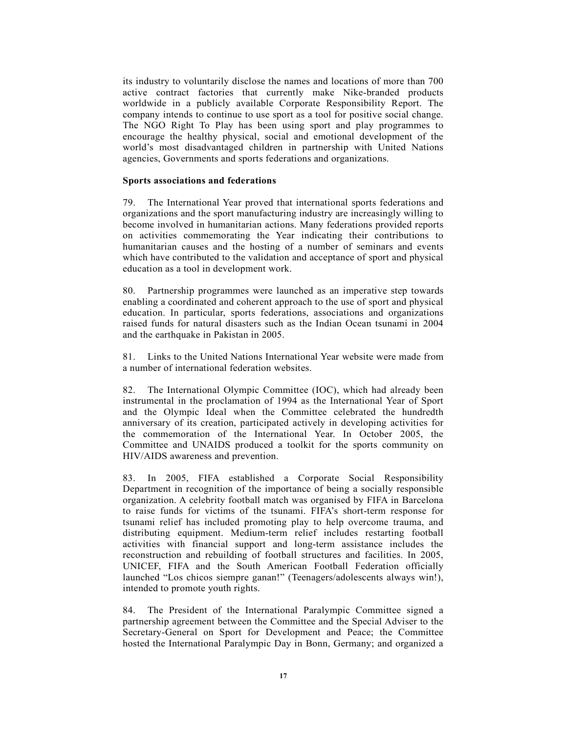its industry to voluntarily disclose the names and locations of more than 700 active contract factories that currently make Nike-branded products worldwide in a publicly available Corporate Responsibility Report. The company intends to continue to use sport as a tool for positive social change. The NGO Right To Play has been using sport and play programmes to encourage the healthy physical, social and emotional development of the world's most disadvantaged children in partnership with United Nations agencies, Governments and sports federations and organizations.

**Sports associations and federations**

79. The International Year proved that international sports federations and organizations and the sport manufacturing industry are increasingly willing to become involved in humanitarian actions. Many federations provided reports on activities commemorating the Year indicating their contributions to humanitarian causes and the hosting of a number of seminars and events which have contributed to the validation and acceptance of sport and physical education as a tool in development work.

80. Partnership programmes were launched as an imperative step towards enabling a coordinated and coherent approach to the use of sport and physical education. In particular, sports federations, associations and organizations raised funds for natural disasters such as the Indian Ocean tsunami in 2004 and the earthquake in Pakistan in 2005.

81. Links to the United Nations International Year website were made from a number of international federation websites.

82. The International Olympic Committee (IOC), which had already been instrumental in the proclamation of 1994 as the International Year of Sport and the Olympic Ideal when the Committee celebrated the hundredth anniversary of its creation, participated actively in developing activities for the commemoration of the International Year. In October 2005, the Committee and UNAIDS produced a toolkit for the sports community on HIV/AIDS awareness and prevention.

83. In 2005, FIFA established a Corporate Social Responsibility Department in recognition of the importance of being a socially responsible organization. A celebrity football match was organised by FIFA in Barcelona to raise funds for victims of the tsunami. FIFA's short-term response for tsunami relief has included promoting play to help overcome trauma, and distributing equipment. Medium-term relief includes restarting football activities with financial support and long-term assistance includes the reconstruction and rebuilding of football structures and facilities. In 2005, UNICEF, FIFA and the South American Football Federation officially launched "Los chicos siempre ganan!" (Teenagers/adolescents always win!), intended to promote youth rights.

84. The President of the International Paralympic Committee signed a partnership agreement between the Committee and the Special Adviser to the Secretary-General on Sport for Development and Peace; the Committee hosted the International Paralympic Day in Bonn, Germany; and organized a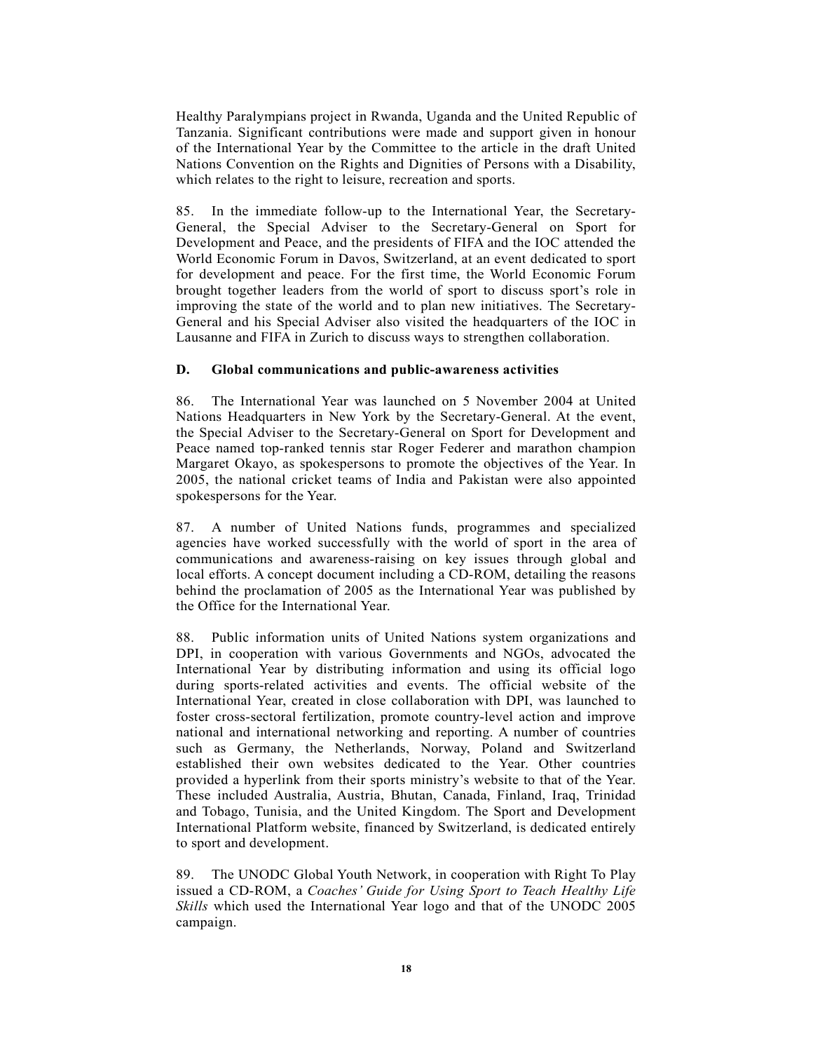Healthy Paralympians project in Rwanda, Uganda and the United Republic of Tanzania. Significant contributions were made and support given in honour of the International Year by the Committee to the article in the draft United Nations Convention on the Rights and Dignities of Persons with a Disability, which relates to the right to leisure, recreation and sports.

85. In the immediate follow-up to the International Year, the Secretary-General, the Special Adviser to the Secretary-General on Sport for Development and Peace, and the presidents of FIFA and the IOC attended the World Economic Forum in Davos, Switzerland, at an event dedicated to sport for development and peace. For the first time, the World Economic Forum brought together leaders from the world of sport to discuss sport's role in improving the state of the world and to plan new initiatives. The Secretary-General and his Special Adviser also visited the headquarters of the IOC in Lausanne and FIFA in Zurich to discuss ways to strengthen collaboration.

### D. Global communications and public-awareness activities

86. The International Year was launched on 5 November 2004 at United Nations Headquarters in New York by the Secretary-General. At the event, the Special Adviser to the Secretary-General on Sport for Development and Peace named top-ranked tennis star Roger Federer and marathon champion Margaret Okayo, as spokespersons to promote the objectives of the Year. In 2005, the national cricket teams of India and Pakistan were also appointed spokespersons for the Year.

87. A number of United Nations funds, programmes and specialized agencies have worked successfully with the world of sport in the area of communications and awareness-raising on key issues through global and local efforts. A concept document including a CD-ROM, detailing the reasons behind the proclamation of 2005 as the International Year was published by the Office for the International Year.

88. Public information units of United Nations system organizations and DPI, in cooperation with various Governments and NGOs, advocated the International Year by distributing information and using its official logo during sports-related activities and events. The official website of the International Year, created in close collaboration with DPI, was launched to foster cross-sectoral fertilization, promote country-level action and improve national and international networking and reporting. A number of countries such as Germany, the Netherlands, Norway, Poland and Switzerland established their own websites dedicated to the Year. Other countries provided a hyperlink from their sports ministry's website to that of the Year. These included Australia, Austria, Bhutan, Canada, Finland, Iraq, Trinidad and Tobago, Tunisia, and the United Kingdom. The Sport and Development International Platform website, financed by Switzerland, is dedicated entirely to sport and development.

89. The UNODC Global Youth Network, in cooperation with Right To Play issued a CD-ROM, a *Coaches' Guide for Using Sport to Teach Healthy Life Skills* which used the International Year logo and that of the UNODC 2005 campaign.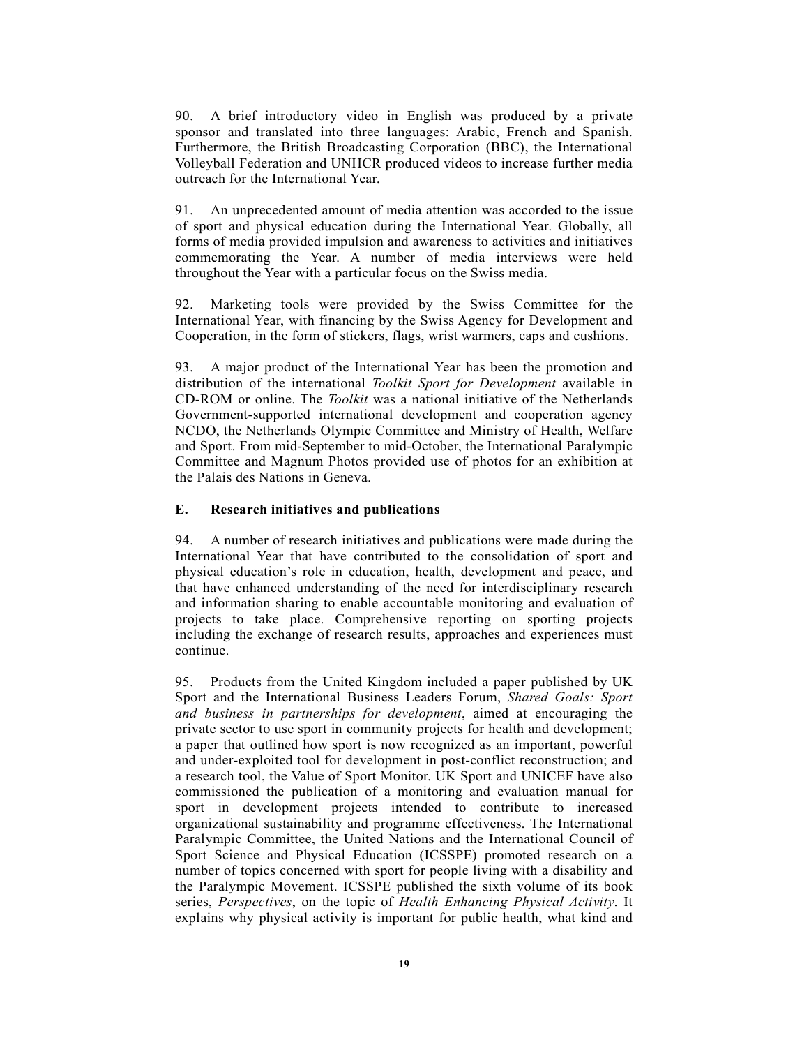90. A brief introductory video in English was produced by a private sponsor and translated into three languages: Arabic, French and Spanish. Furthermore, the British Broadcasting Corporation (BBC), the International Volleyball Federation and UNHCR produced videos to increase further media outreach for the International Year.

91. An unprecedented amount of media attention was accorded to the issue of sport and physical education during the International Year. Globally, all forms of media provided impulsion and awareness to activities and initiatives commemorating the Year. A number of media interviews were held throughout the Year with a particular focus on the Swiss media.

92. Marketing tools were provided by the Swiss Committee for the International Year, with financing by the Swiss Agency for Development and Cooperation, in the form of stickers, flags, wrist warmers, caps and cushions.

93. A major product of the International Year has been the promotion and distribution of the international *Toolkit Sport for Development* available in CD-ROM or online. The *Toolkit* was a national initiative of the Netherlands Government-supported international development and cooperation agency NCDO, the Netherlands Olympic Committee and Ministry of Health, Welfare and Sport. From mid-September to mid-October, the International Paralympic Committee and Magnum Photos provided use of photos for an exhibition at the Palais des Nations in Geneva.

### E. Research initiatives and publications

94. A number of research initiatives and publications were made during the International Year that have contributed to the consolidation of sport and physical education's role in education, health, development and peace, and that have enhanced understanding of the need for interdisciplinary research and information sharing to enable accountable monitoring and evaluation of projects to take place. Comprehensive reporting on sporting projects including the exchange of research results, approaches and experiences must continue.

95. Products from the United Kingdom included a paper published by UK Sport and the International Business Leaders Forum, *Shared Goals: Sport and business in partnerships for development*, aimed at encouraging the private sector to use sport in community projects for health and development; a paper that outlined how sport is now recognized as an important, powerful and under-exploited tool for development in post-conflict reconstruction; and a research tool, the Value of Sport Monitor. UK Sport and UNICEF have also commissioned the publication of a monitoring and evaluation manual for sport in development projects intended to contribute to increased organizational sustainability and programme effectiveness. The International Paralympic Committee, the United Nations and the International Council of Sport Science and Physical Education (ICSSPE) promoted research on a number of topics concerned with sport for people living with a disability and the Paralympic Movement. ICSSPE published the sixth volume of its book series, *Perspectives*, on the topic of *Health Enhancing Physical Activity*. It explains why physical activity is important for public health, what kind and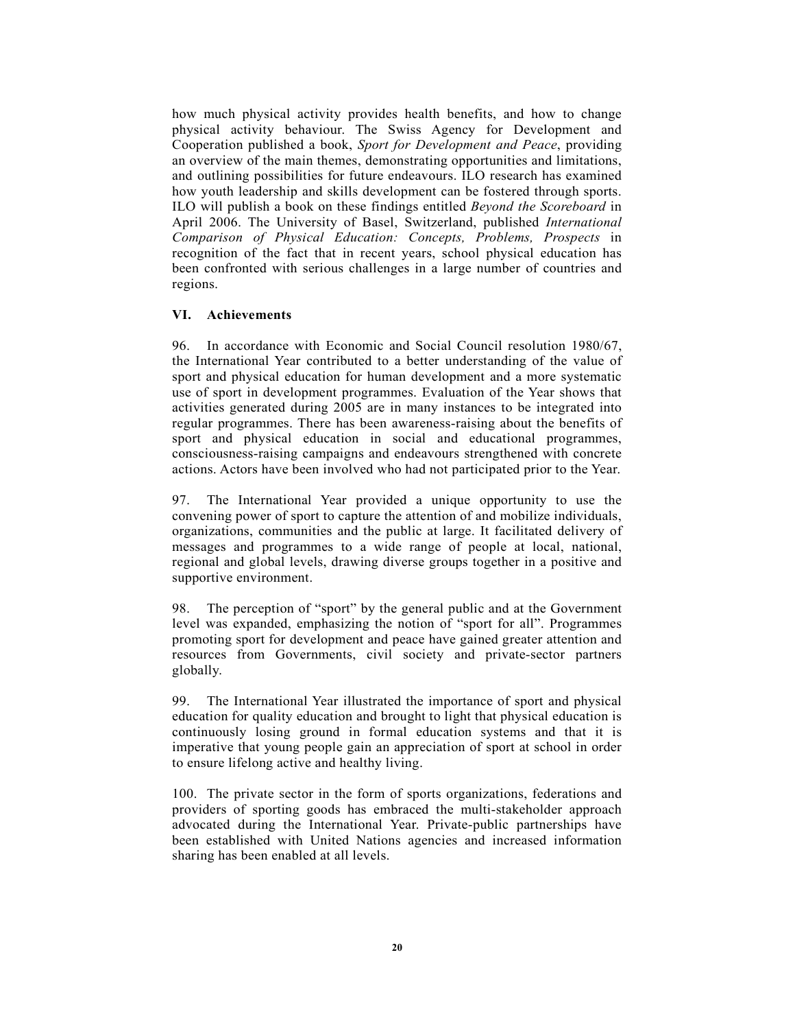how much physical activity provides health benefits, and how to change physical activity behaviour. The Swiss Agency for Development and Cooperation published a book, *Sport for Development and Peace*, providing an overview of the main themes, demonstrating opportunities and limitations, and outlining possibilities for future endeavours. ILO research has examined how youth leadership and skills development can be fostered through sports. ILO will publish a book on these findings entitled *Beyond the Scoreboard* in April 2006. The University of Basel, Switzerland, published *International Comparison of Physical Education: Concepts, Problems, Prospects* in recognition of the fact that in recent years, school physical education has been confronted with serious challenges in a large number of countries and regions.

## VI. Achievements

96. In accordance with Economic and Social Council resolution 1980/67, the International Year contributed to a better understanding of the value of sport and physical education for human development and a more systematic use of sport in development programmes. Evaluation of the Year shows that activities generated during 2005 are in many instances to be integrated into regular programmes. There has been awareness-raising about the benefits of sport and physical education in social and educational programmes, consciousness-raising campaigns and endeavours strengthened with concrete actions. Actors have been involved who had not participated prior to the Year.

97. The International Year provided a unique opportunity to use the convening power of sport to capture the attention of and mobilize individuals, organizations, communities and the public at large. It facilitated delivery of messages and programmes to a wide range of people at local, national, regional and global levels, drawing diverse groups together in a positive and supportive environment.

98. The perception of "sport" by the general public and at the Government level was expanded, emphasizing the notion of "sport for all". Programmes promoting sport for development and peace have gained greater attention and resources from Governments, civil society and private-sector partners globally.

99. The International Year illustrated the importance of sport and physical education for quality education and brought to light that physical education is continuously losing ground in formal education systems and that it is imperative that young people gain an appreciation of sport at school in order to ensure lifelong active and healthy living.

100. The private sector in the form of sports organizations, federations and providers of sporting goods has embraced the multi-stakeholder approach advocated during the International Year. Private-public partnerships have been established with United Nations agencies and increased information sharing has been enabled at all levels.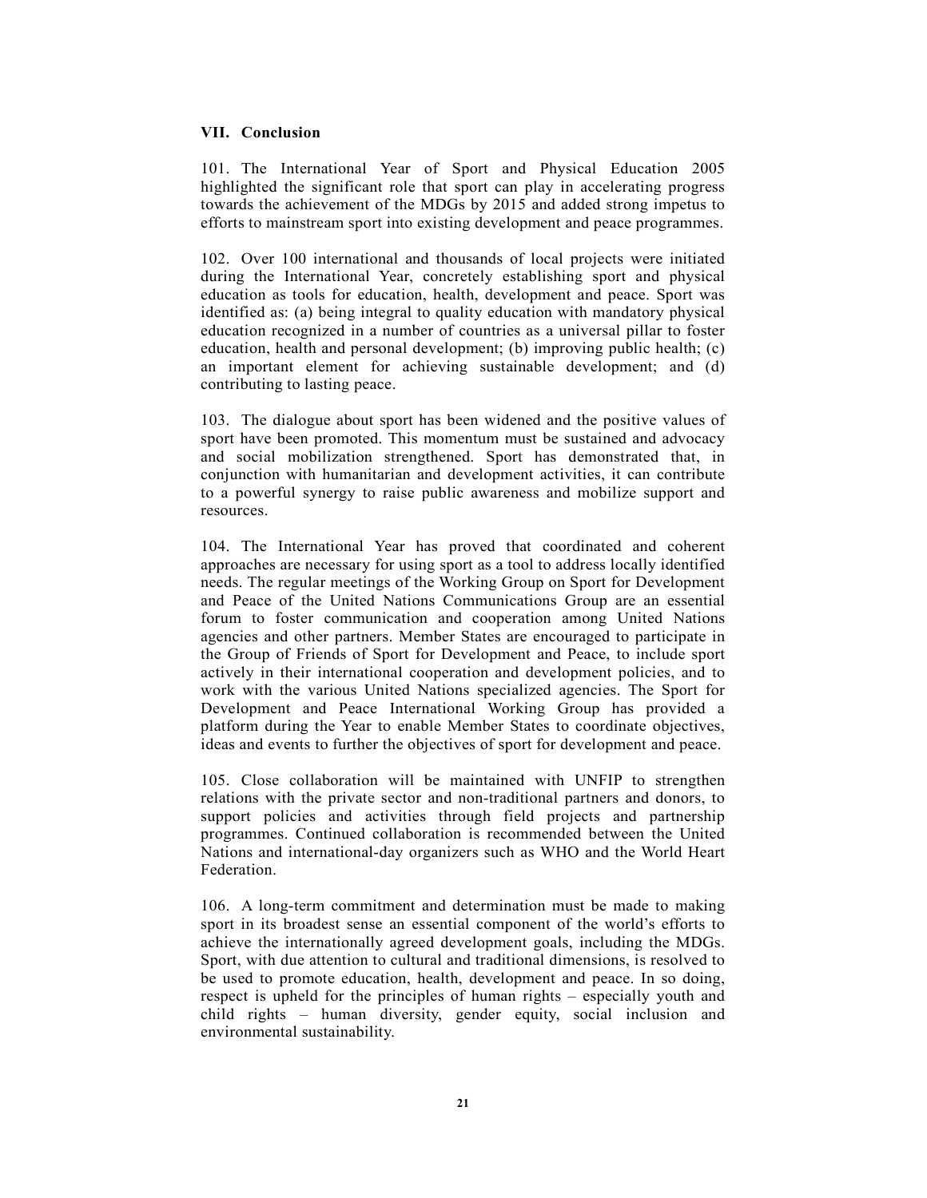## VII. Conclusion

101. The International Year of Sport and Physical Education 2005 highlighted the significant role that sport can play in accelerating progress towards the achievement of the MDGs by 2015 and added strong impetus to efforts to mainstream sport into existing development and peace programmes.

102. Over 100 international and thousands of local projects were initiated during the International Year, concretely establishing sport and physical education as tools for education, health, development and peace. Sport was identified as: (a) being integral to quality education with mandatory physical education recognized in a number of countries as a universal pillar to foster education, health and personal development; (b) improving public health; (c) an important element for achieving sustainable development; and (d) contributing to lasting peace.

103. The dialogue about sport has been widened and the positive values of sport have been promoted. This momentum must be sustained and advocacy and social mobilization strengthened. Sport has demonstrated that, in conjunction with humanitarian and development activities, it can contribute to a powerful synergy to raise public awareness and mobilize support and resources.

104. The International Year has proved that coordinated and coherent approaches are necessary for using sport as a tool to address locally identified needs. The regular meetings of the Working Group on Sport for Development and Peace of the United Nations Communications Group are an essential forum to foster communication and cooperation among United Nations agencies and other partners. Member States are encouraged to participate in the Group of Friends of Sport for Development and Peace, to include sport actively in their international cooperation and development policies, and to work with the various United Nations specialized agencies. The Sport for Development and Peace International Working Group has provided a platform during the Year to enable Member States to coordinate objectives, ideas and events to further the objectives of sport for development and peace.

105. Close collaboration will be maintained with UNFIP to strengthen relations with the private sector and non-traditional partners and donors, to support policies and activities through field projects and partnership programmes. Continued collaboration is recommended between the United Nations and international-day organizers such as WHO and the World Heart Federation.

106. A long-term commitment and determination must be made to making sport in its broadest sense an essential component of the world's efforts to achieve the internationally agreed development goals, including the MDGs. Sport, with due attention to cultural and traditional dimensions, is resolved to be used to promote education, health, development and peace. In so doing, respect is upheld for the principles of human rights – especially youth and child rights – human diversity, gender equity, social inclusion and environmental sustainability.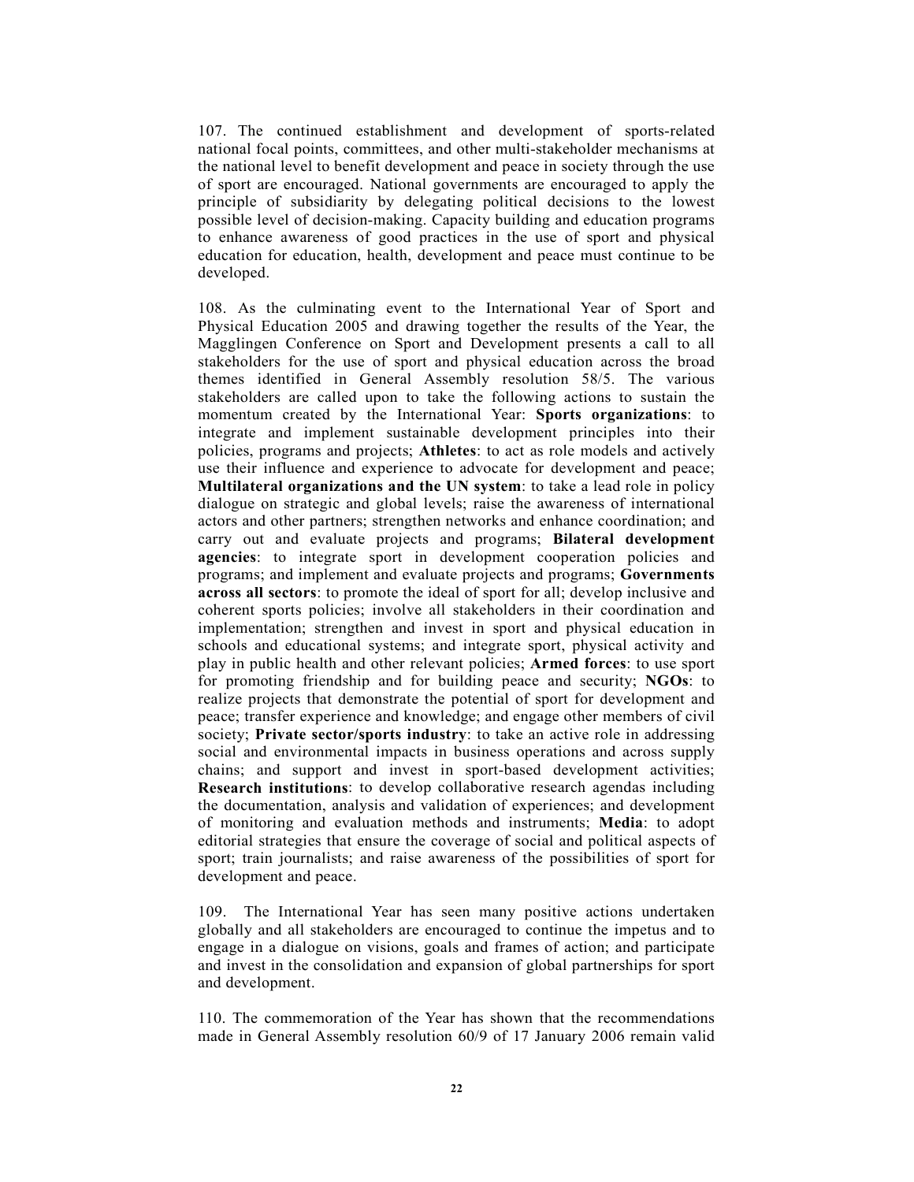107. The continued establishment and development of sports-related national focal points, committees, and other multi-stakeholder mechanisms at the national level to benefit development and peace in society through the use of sport are encouraged. National governments are encouraged to apply the principle of subsidiarity by delegating political decisions to the lowest possible level of decision-making. Capacity building and education programs to enhance awareness of good practices in the use of sport and physical education for education, health, development and peace must continue to be developed.

108. As the culminating event to the International Year of Sport and Physical Education 2005 and drawing together the results of the Year, the Magglingen Conference on Sport and Development presents a call to all stakeholders for the use of sport and physical education across the broad themes identified in General Assembly resolution 58/5. The various stakeholders are called upon to take the following actions to sustain the momentum created by the International Year: **Sports organizations**: to integrate and implement sustainable development principles into their policies, programs and projects; **Athletes**: to act as role models and actively use their influence and experience to advocate for development and peace; **Multilateral organizations and the UN system**: to take a lead role in policy dialogue on strategic and global levels; raise the awareness of international actors and other partners; strengthen networks and enhance coordination; and carry out and evaluate projects and programs; **Bilateral development agencies**: to integrate sport in development cooperation policies and programs; and implement and evaluate projects and programs; **Governments across all sectors**: to promote the ideal of sport for all; develop inclusive and coherent sports policies; involve all stakeholders in their coordination and implementation; strengthen and invest in sport and physical education in schools and educational systems; and integrate sport, physical activity and play in public health and other relevant policies; **Armed forces**: to use sport for promoting friendship and for building peace and security; **NGOs**: to realize projects that demonstrate the potential of sport for development and peace; transfer experience and knowledge; and engage other members of civil society; **Private sector/sports industry**: to take an active role in addressing social and environmental impacts in business operations and across supply chains; and support and invest in sport-based development activities; **Research institutions**: to develop collaborative research agendas including the documentation, analysis and validation of experiences; and development of monitoring and evaluation methods and instruments; **Media**: to adopt editorial strategies that ensure the coverage of social and political aspects of sport; train journalists; and raise awareness of the possibilities of sport for development and peace.

109. The International Year has seen many positive actions undertaken globally and all stakeholders are encouraged to continue the impetus and to engage in a dialogue on visions, goals and frames of action; and participate and invest in the consolidation and expansion of global partnerships for sport and development.

110. The commemoration of the Year has shown that the recommendations made in General Assembly resolution 60/9 of 17 January 2006 remain valid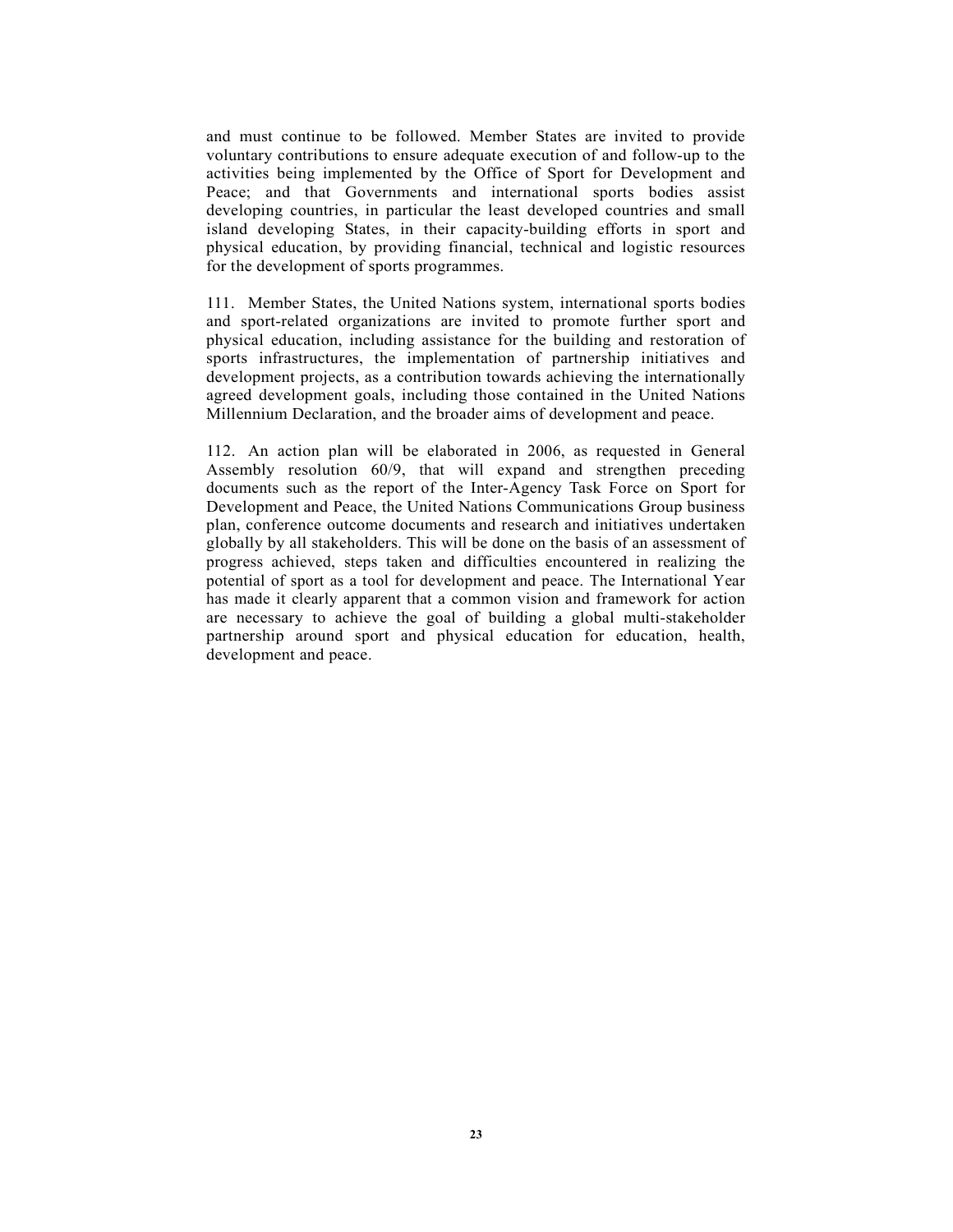and must continue to be followed. Member States are invited to provide voluntary contributions to ensure adequate execution of and follow-up to the activities being implemented by the Office of Sport for Development and Peace; and that Governments and international sports bodies assist developing countries, in particular the least developed countries and small island developing States, in their capacity-building efforts in sport and physical education, by providing financial, technical and logistic resources for the development of sports programmes.

111. Member States, the United Nations system, international sports bodies and sport-related organizations are invited to promote further sport and physical education, including assistance for the building and restoration of sports infrastructures, the implementation of partnership initiatives and development projects, as a contribution towards achieving the internationally agreed development goals, including those contained in the United Nations Millennium Declaration, and the broader aims of development and peace.

112. An action plan will be elaborated in 2006, as requested in General Assembly resolution 60/9, that will expand and strengthen preceding documents such as the report of the Inter-Agency Task Force on Sport for Development and Peace, the United Nations Communications Group business plan, conference outcome documents and research and initiatives undertaken globally by all stakeholders. This will be done on the basis of an assessment of progress achieved, steps taken and difficulties encountered in realizing the potential of sport as a tool for development and peace. The International Year has made it clearly apparent that a common vision and framework for action are necessary to achieve the goal of building a global multi-stakeholder partnership around sport and physical education for education, health, development and peace.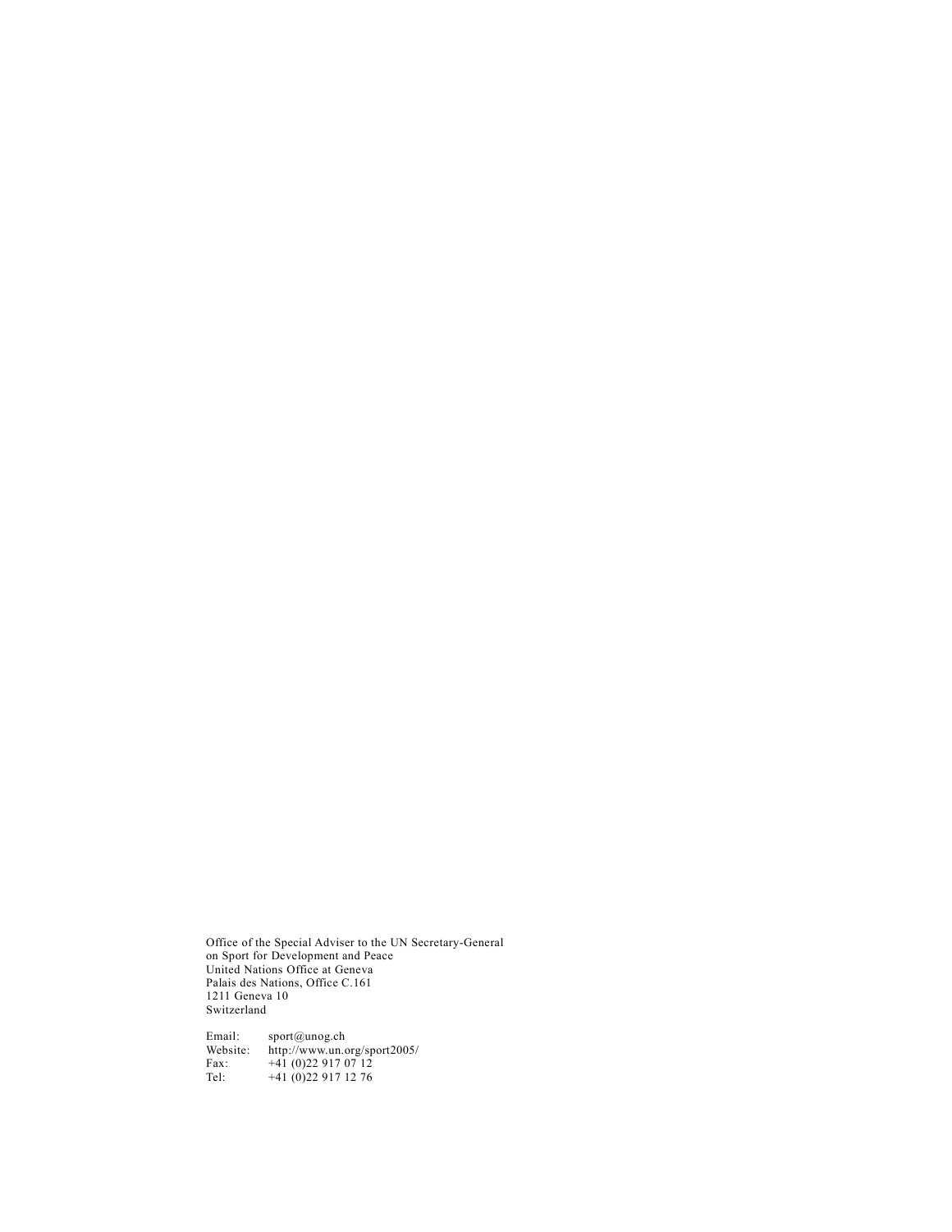Office of the Special Adviser to the UN Secretary-General
on Sport for Development and Peace
United Nations Office at Geneva
Palais des Nations, Office C.161
1211 Geneva 10
Switzerland

Email: sport@unog.ch
Website: http://www.un.org/sport2005/
Fax: +41 (0)22 917 07 12
Tel: +41 (0)22 917 12 76